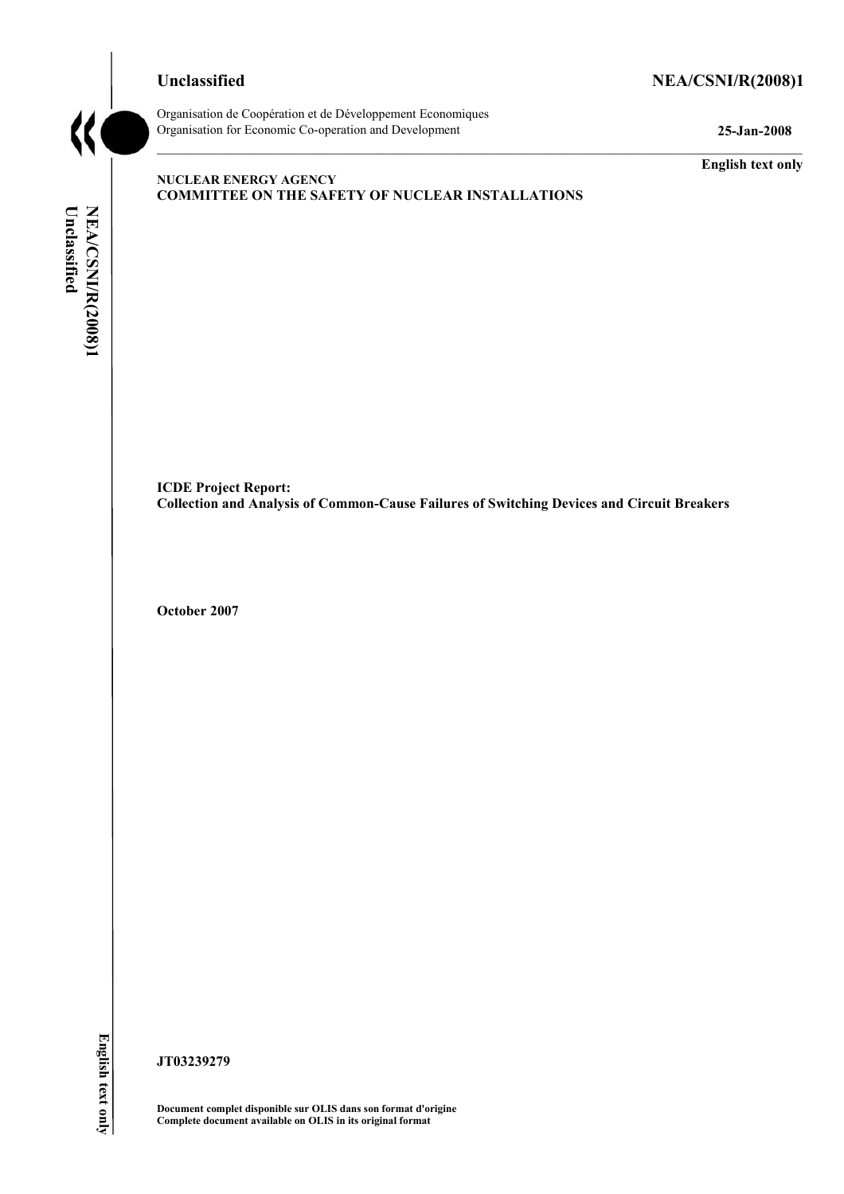**Unclassified** **NEA/CSNI/R(2008)1**

Organisation de Coopération et de Développement Economiques
Organisation for Economic Co-operation and Development **25-Jan-2008**

**English text only**

**NUCLEAR ENERGY AGENCY**
**COMMITTEE ON THE SAFETY OF NUCLEAR INSTALLATIONS**

**ICDE Project Report:**
**Collection and Analysis of Common-Cause Failures of Switching Devices and Circuit Breakers**

**October 2007**

**JT03239279**

**Document complet disponible sur OLIS dans son format d'origine**
**Complete document available on OLIS in its original format**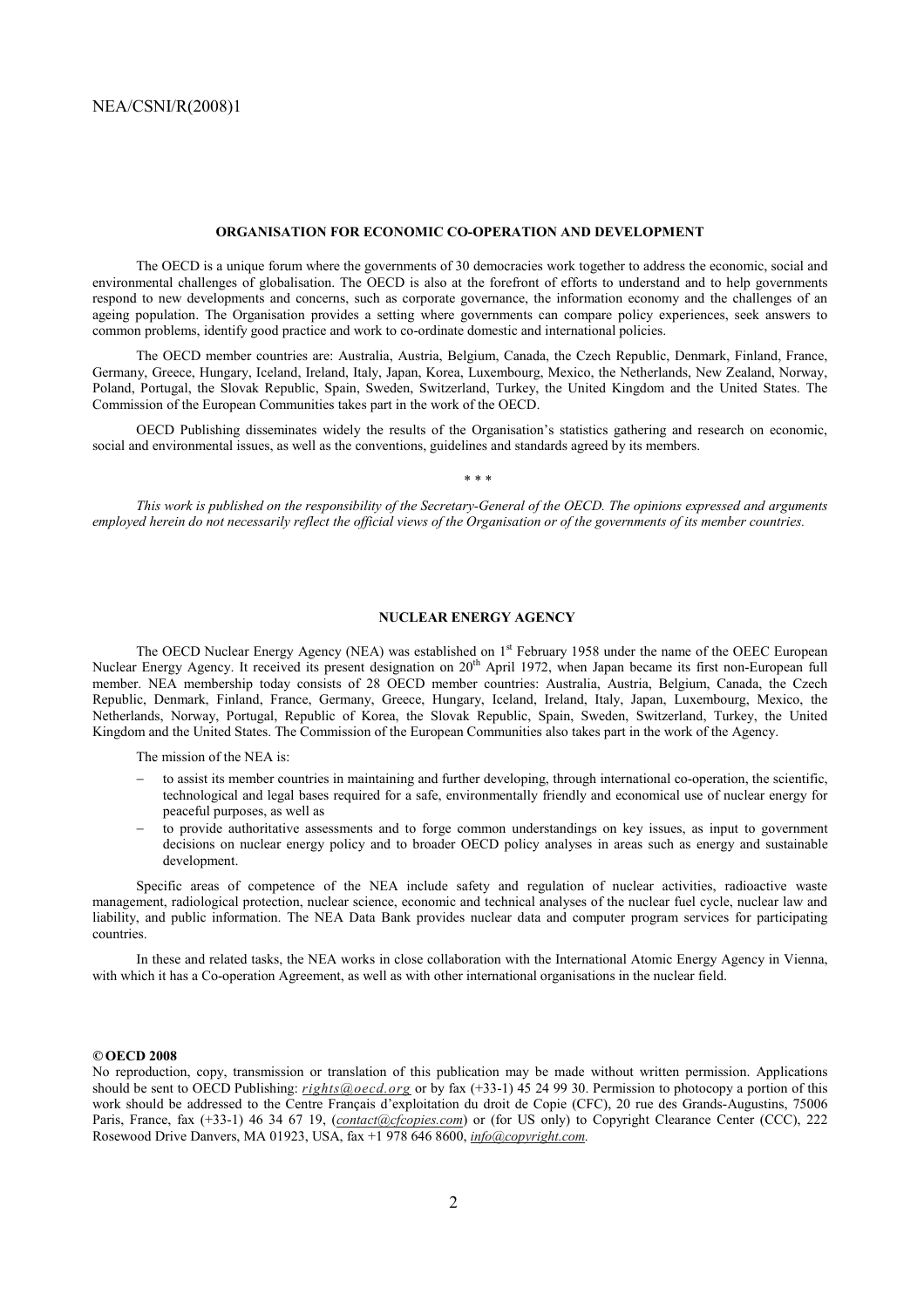## ORGANISATION FOR ECONOMIC CO-OPERATION AND DEVELOPMENT

The OECD is a unique forum where the governments of 30 democracies work together to address the economic, social and environmental challenges of globalisation. The OECD is also at the forefront of efforts to understand and to help governments respond to new developments and concerns, such as corporate governance, the information economy and the challenges of an ageing population. The Organisation provides a setting where governments can compare policy experiences, seek answers to common problems, identify good practice and work to co-ordinate domestic and international policies.

The OECD member countries are: Australia, Austria, Belgium, Canada, the Czech Republic, Denmark, Finland, France, Germany, Greece, Hungary, Iceland, Ireland, Italy, Japan, Korea, Luxembourg, Mexico, the Netherlands, New Zealand, Norway, Poland, Portugal, the Slovak Republic, Spain, Sweden, Switzerland, Turkey, the United Kingdom and the United States. The Commission of the European Communities takes part in the work of the OECD.

OECD Publishing disseminates widely the results of the Organisation's statistics gathering and research on economic, social and environmental issues, as well as the conventions, guidelines and standards agreed by its members.

\* \* \*

*This work is published on the responsibility of the Secretary-General of the OECD. The opinions expressed and arguments employed herein do not necessarily reflect the official views of the Organisation or of the governments of its member countries.*

## NUCLEAR ENERGY AGENCY

The OECD Nuclear Energy Agency (NEA) was established on 1st February 1958 under the name of the OEEC European Nuclear Energy Agency. It received its present designation on 20th April 1972, when Japan became its first non-European full member. NEA membership today consists of 28 OECD member countries: Australia, Austria, Belgium, Canada, the Czech Republic, Denmark, Finland, France, Germany, Greece, Hungary, Iceland, Ireland, Italy, Japan, Luxembourg, Mexico, the Netherlands, Norway, Portugal, Republic of Korea, the Slovak Republic, Spain, Sweden, Switzerland, Turkey, the United Kingdom and the United States. The Commission of the European Communities also takes part in the work of the Agency.

The mission of the NEA is:

- to assist its member countries in maintaining and further developing, through international co-operation, the scientific, technological and legal bases required for a safe, environmentally friendly and economical use of nuclear energy for peaceful purposes, as well as
- to provide authoritative assessments and to forge common understandings on key issues, as input to government decisions on nuclear energy policy and to broader OECD policy analyses in areas such as energy and sustainable development.

Specific areas of competence of the NEA include safety and regulation of nuclear activities, radioactive waste management, radiological protection, nuclear science, economic and technical analyses of the nuclear fuel cycle, nuclear law and liability, and public information. The NEA Data Bank provides nuclear data and computer program services for participating countries.

In these and related tasks, the NEA works in close collaboration with the International Atomic Energy Agency in Vienna, with which it has a Co-operation Agreement, as well as with other international organisations in the nuclear field.

**© OECD 2008**

No reproduction, copy, transmission or translation of this publication may be made without written permission. Applications should be sent to OECD Publishing: *rights@oecd.org* or by fax (+33-1) 45 24 99 30. Permission to photocopy a portion of this work should be addressed to the Centre Français d'exploitation du droit de Copie (CFC), 20 rue des Grands-Augustins, 75006 Paris, France, fax (+33-1) 46 34 67 19, (*contact@cfcopies.com*) or (for US only) to Copyright Clearance Center (CCC), 222 Rosewood Drive Danvers, MA 01923, USA, fax +1 978 646 8600, *info@copyright.com*.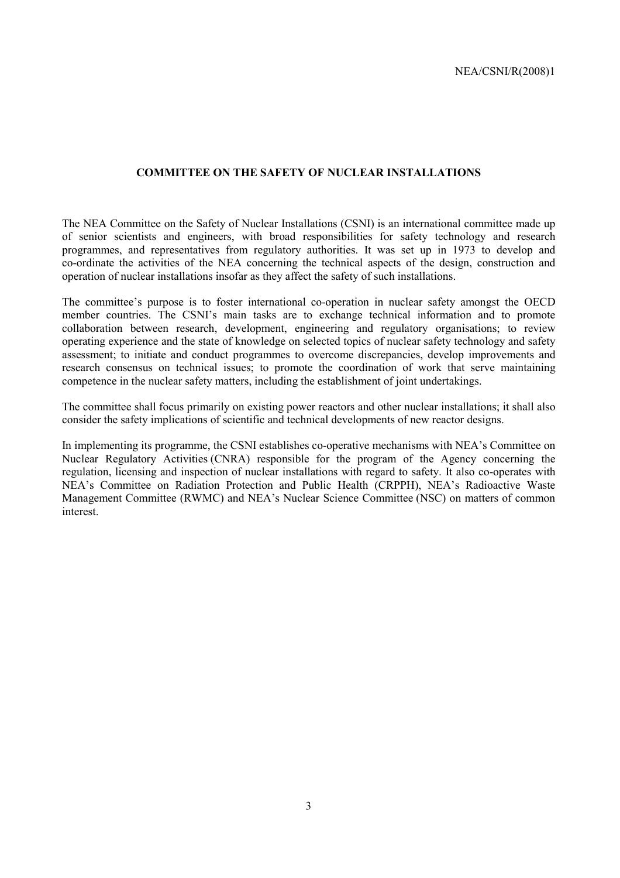## COMMITTEE ON THE SAFETY OF NUCLEAR INSTALLATIONS

The NEA Committee on the Safety of Nuclear Installations (CSNI) is an international committee made up of senior scientists and engineers, with broad responsibilities for safety technology and research programmes, and representatives from regulatory authorities. It was set up in 1973 to develop and co-ordinate the activities of the NEA concerning the technical aspects of the design, construction and operation of nuclear installations insofar as they affect the safety of such installations.

The committee's purpose is to foster international co-operation in nuclear safety amongst the OECD member countries. The CSNI's main tasks are to exchange technical information and to promote collaboration between research, development, engineering and regulatory organisations; to review operating experience and the state of knowledge on selected topics of nuclear safety technology and safety assessment; to initiate and conduct programmes to overcome discrepancies, develop improvements and research consensus on technical issues; to promote the coordination of work that serve maintaining competence in the nuclear safety matters, including the establishment of joint undertakings.

The committee shall focus primarily on existing power reactors and other nuclear installations; it shall also consider the safety implications of scientific and technical developments of new reactor designs.

In implementing its programme, the CSNI establishes co-operative mechanisms with NEA's Committee on Nuclear Regulatory Activities (CNRA) responsible for the program of the Agency concerning the regulation, licensing and inspection of nuclear installations with regard to safety. It also co-operates with NEA's Committee on Radiation Protection and Public Health (CRPPH), NEA's Radioactive Waste Management Committee (RWMC) and NEA's Nuclear Science Committee (NSC) on matters of common interest.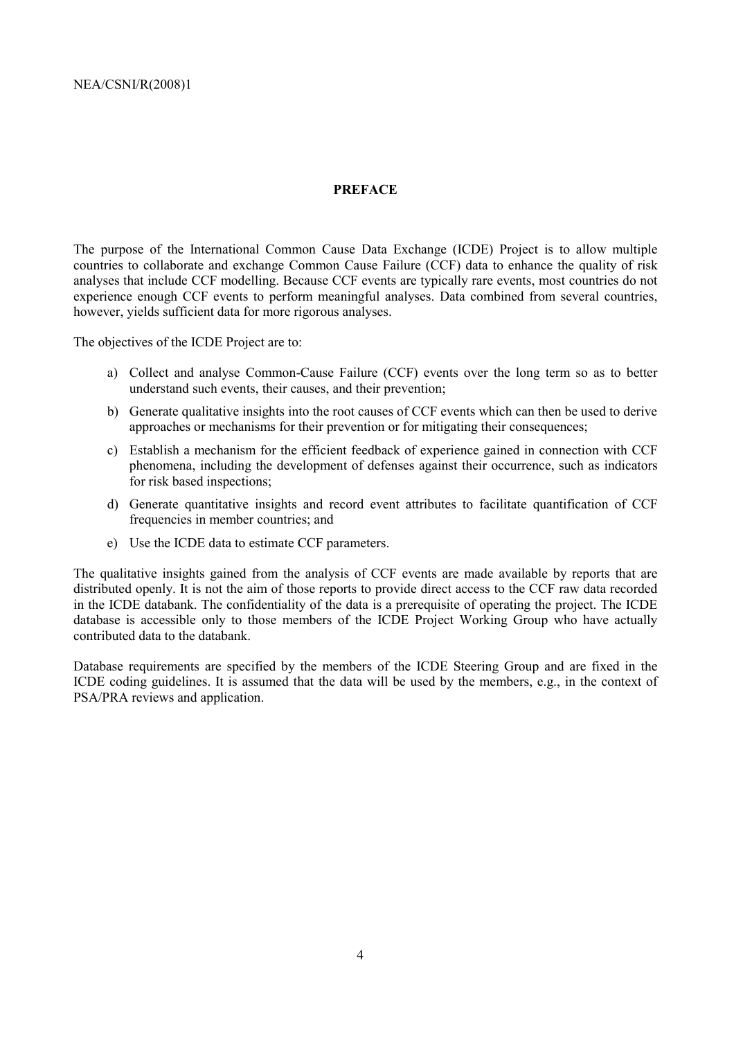## PREFACE

The purpose of the International Common Cause Data Exchange (ICDE) Project is to allow multiple countries to collaborate and exchange Common Cause Failure (CCF) data to enhance the quality of risk analyses that include CCF modelling. Because CCF events are typically rare events, most countries do not experience enough CCF events to perform meaningful analyses. Data combined from several countries, however, yields sufficient data for more rigorous analyses.

The objectives of the ICDE Project are to:

a) Collect and analyse Common-Cause Failure (CCF) events over the long term so as to better understand such events, their causes, and their prevention;

b) Generate qualitative insights into the root causes of CCF events which can then be used to derive approaches or mechanisms for their prevention or for mitigating their consequences;

c) Establish a mechanism for the efficient feedback of experience gained in connection with CCF phenomena, including the development of defenses against their occurrence, such as indicators for risk based inspections;

d) Generate quantitative insights and record event attributes to facilitate quantification of CCF frequencies in member countries; and

e) Use the ICDE data to estimate CCF parameters.

The qualitative insights gained from the analysis of CCF events are made available by reports that are distributed openly. It is not the aim of those reports to provide direct access to the CCF raw data recorded in the ICDE databank. The confidentiality of the data is a prerequisite of operating the project. The ICDE database is accessible only to those members of the ICDE Project Working Group who have actually contributed data to the databank.

Database requirements are specified by the members of the ICDE Steering Group and are fixed in the ICDE coding guidelines. It is assumed that the data will be used by the members, e.g., in the context of PSA/PRA reviews and application.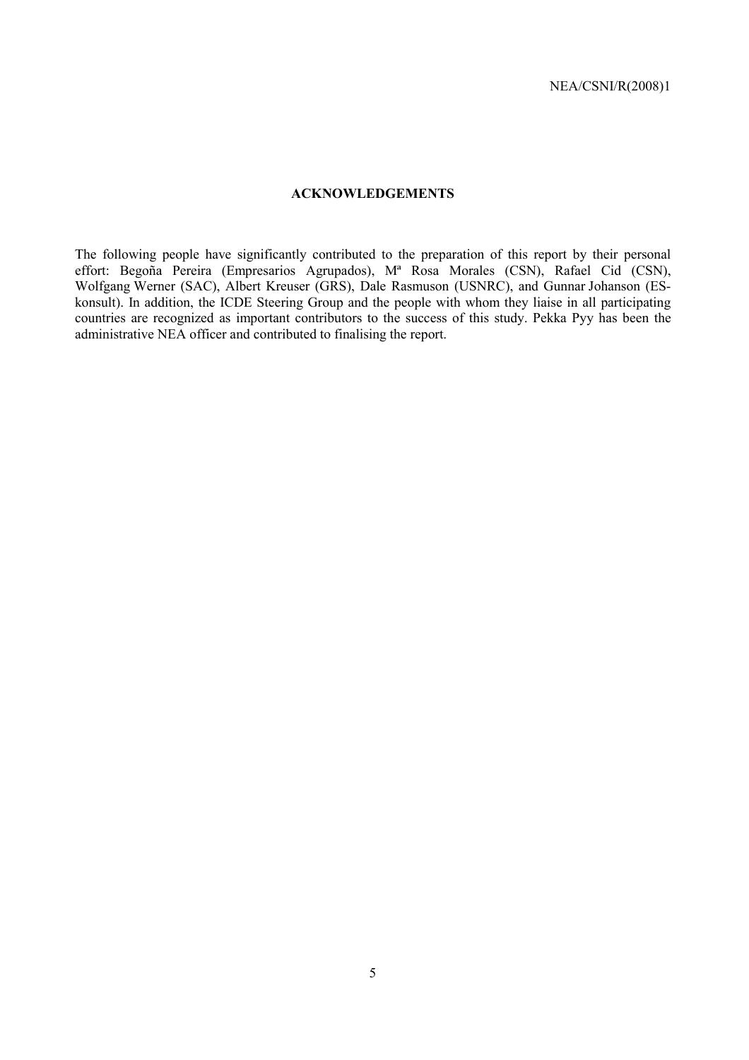# ACKNOWLEDGEMENTS

The following people have significantly contributed to the preparation of this report by their personal effort: Begoña Pereira (Empresarios Agrupados), Mª Rosa Morales (CSN), Rafael Cid (CSN), Wolfgang Werner (SAC), Albert Kreuser (GRS), Dale Rasmuson (USNRC), and Gunnar Johanson (ES-konsult). In addition, the ICDE Steering Group and the people with whom they liaise in all participating countries are recognized as important contributors to the success of this study. Pekka Pyy has been the administrative NEA officer and contributed to finalising the report.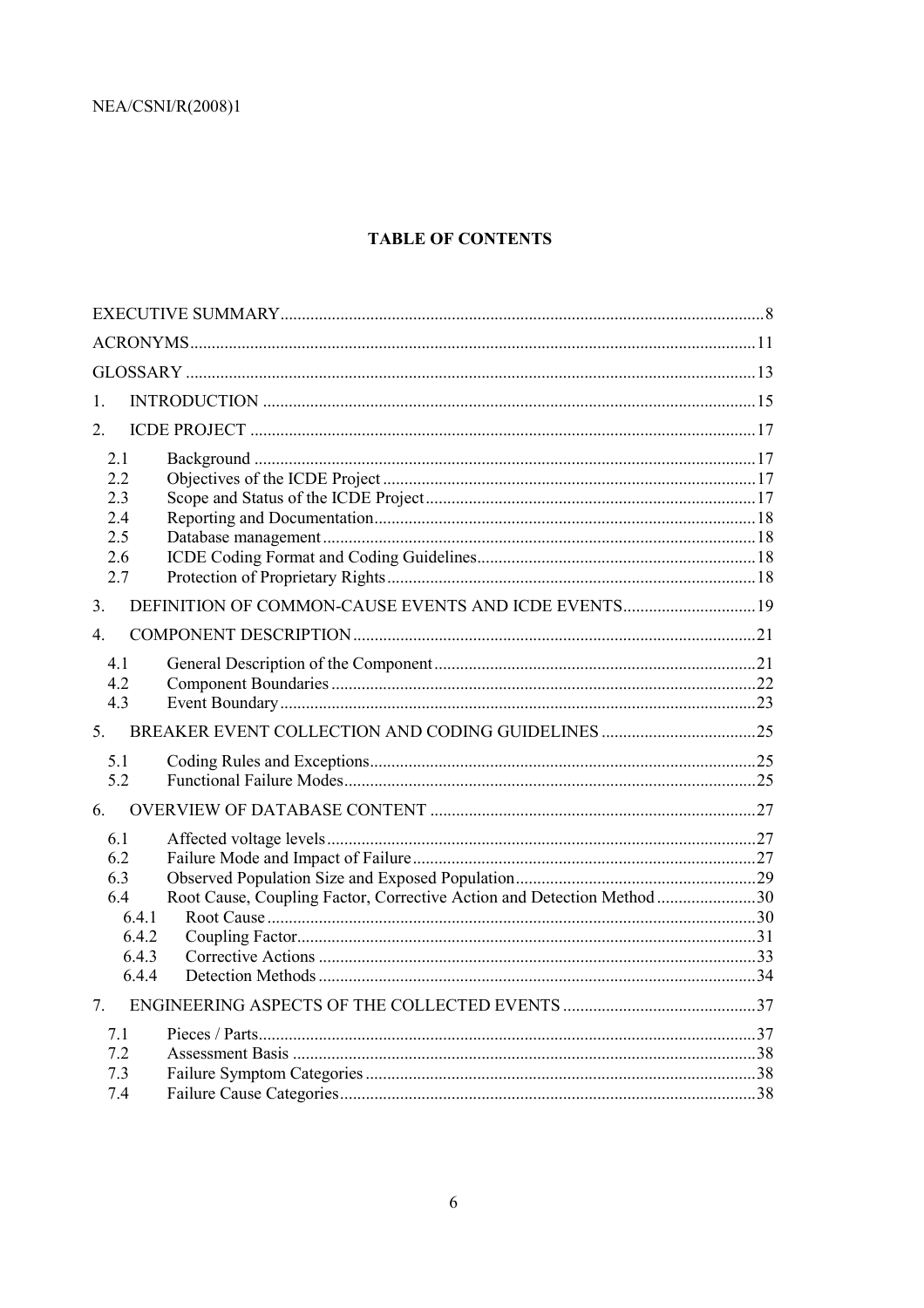**TABLE OF CONTENTS**

| | | |
|---|---|---|
| EXECUTIVE SUMMARY | | 8 |
| ACRONYMS | | 11 |
| GLOSSARY | | 13 |
| 1. | INTRODUCTION | 15 |
| 2. | ICDE PROJECT | 17 |
| 2.1 | Background | 17 |
| 2.2 | Objectives of the ICDE Project | 17 |
| 2.3 | Scope and Status of the ICDE Project | 17 |
| 2.4 | Reporting and Documentation | 18 |
| 2.5 | Database management | 18 |
| 2.6 | ICDE Coding Format and Coding Guidelines | 18 |
| 2.7 | Protection of Proprietary Rights | 18 |
| 3. | DEFINITION OF COMMON-CAUSE EVENTS AND ICDE EVENTS | 19 |
| 4. | COMPONENT DESCRIPTION | 21 |
| 4.1 | General Description of the Component | 21 |
| 4.2 | Component Boundaries | 22 |
| 4.3 | Event Boundary | 23 |
| 5. | BREAKER EVENT COLLECTION AND CODING GUIDELINES | 25 |
| 5.1 | Coding Rules and Exceptions | 25 |
| 5.2 | Functional Failure Modes | 25 |
| 6. | OVERVIEW OF DATABASE CONTENT | 27 |
| 6.1 | Affected voltage levels | 27 |
| 6.2 | Failure Mode and Impact of Failure | 27 |
| 6.3 | Observed Population Size and Exposed Population | 29 |
| 6.4 | Root Cause, Coupling Factor, Corrective Action and Detection Method | 30 |
| 6.4.1 | Root Cause | 30 |
| 6.4.2 | Coupling Factor | 31 |
| 6.4.3 | Corrective Actions | 33 |
| 6.4.4 | Detection Methods | 34 |
| 7. | ENGINEERING ASPECTS OF THE COLLECTED EVENTS | 37 |
| 7.1 | Pieces / Parts | 37 |
| 7.2 | Assessment Basis | 38 |
| 7.3 | Failure Symptom Categories | 38 |
| 7.4 | Failure Cause Categories | 38 |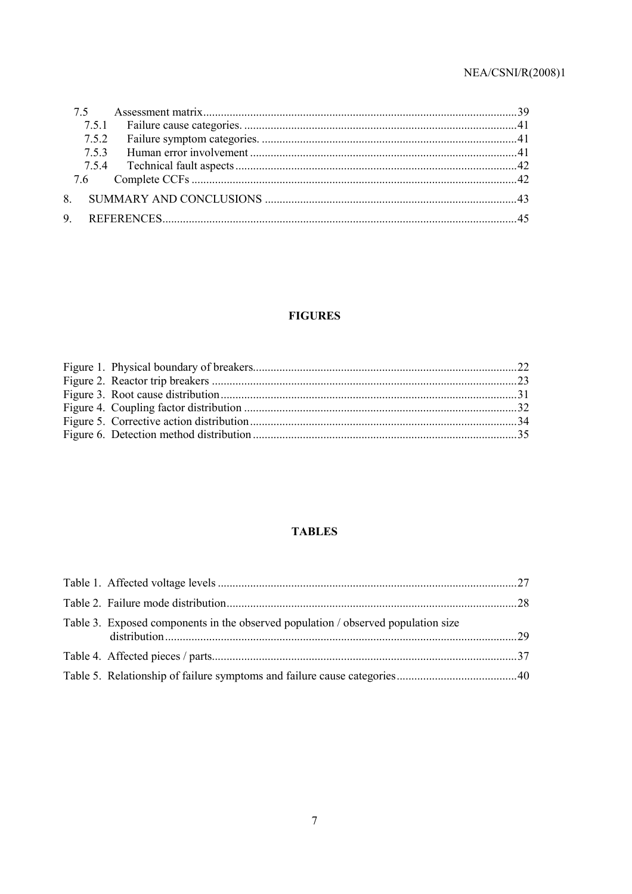7.5 Assessment matrix ..... 39

7.5.1 Failure cause categories. ..... 41

7.5.2 Failure symptom categories. ..... 41

7.5.3 Human error involvement ..... 41

7.5.4 Technical fault aspects ..... 42

7.6 Complete CCFs ..... 42

8. SUMMARY AND CONCLUSIONS ..... 43

9. REFERENCES ..... 45

## FIGURES

Figure 1. Physical boundary of breakers ..... 22

Figure 2. Reactor trip breakers ..... 23

Figure 3. Root cause distribution ..... 31

Figure 4. Coupling factor distribution ..... 32

Figure 5. Corrective action distribution ..... 34

Figure 6. Detection method distribution ..... 35

## TABLES

Table 1. Affected voltage levels ..... 27

Table 2. Failure mode distribution ..... 28

Table 3. Exposed components in the observed population / observed population size distribution ..... 29

Table 4. Affected pieces / parts ..... 37

Table 5. Relationship of failure symptoms and failure cause categories ..... 40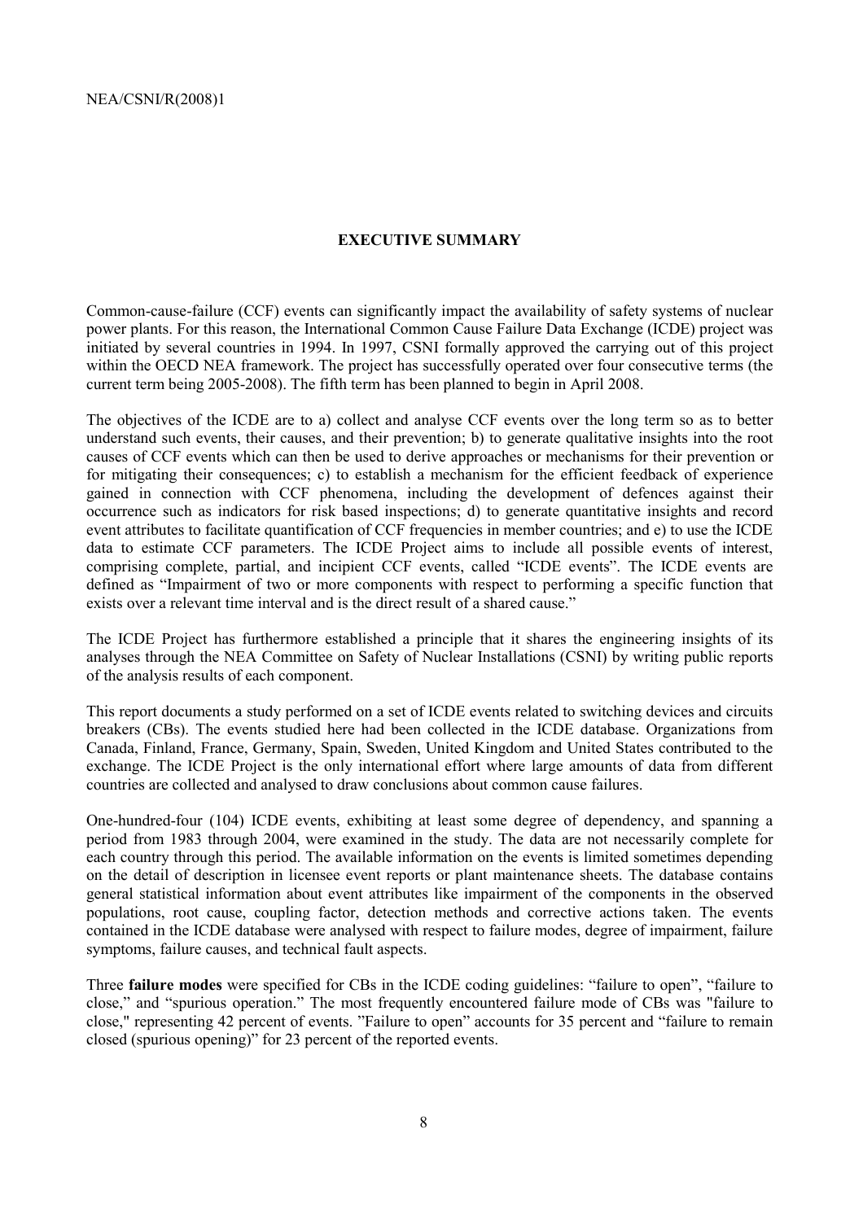## EXECUTIVE SUMMARY

Common-cause-failure (CCF) events can significantly impact the availability of safety systems of nuclear power plants. For this reason, the International Common Cause Failure Data Exchange (ICDE) project was initiated by several countries in 1994. In 1997, CSNI formally approved the carrying out of this project within the OECD NEA framework. The project has successfully operated over four consecutive terms (the current term being 2005-2008). The fifth term has been planned to begin in April 2008.

The objectives of the ICDE are to a) collect and analyse CCF events over the long term so as to better understand such events, their causes, and their prevention; b) to generate qualitative insights into the root causes of CCF events which can then be used to derive approaches or mechanisms for their prevention or for mitigating their consequences; c) to establish a mechanism for the efficient feedback of experience gained in connection with CCF phenomena, including the development of defences against their occurrence such as indicators for risk based inspections; d) to generate quantitative insights and record event attributes to facilitate quantification of CCF frequencies in member countries; and e) to use the ICDE data to estimate CCF parameters. The ICDE Project aims to include all possible events of interest, comprising complete, partial, and incipient CCF events, called "ICDE events". The ICDE events are defined as "Impairment of two or more components with respect to performing a specific function that exists over a relevant time interval and is the direct result of a shared cause."

The ICDE Project has furthermore established a principle that it shares the engineering insights of its analyses through the NEA Committee on Safety of Nuclear Installations (CSNI) by writing public reports of the analysis results of each component.

This report documents a study performed on a set of ICDE events related to switching devices and circuits breakers (CBs). The events studied here had been collected in the ICDE database. Organizations from Canada, Finland, France, Germany, Spain, Sweden, United Kingdom and United States contributed to the exchange. The ICDE Project is the only international effort where large amounts of data from different countries are collected and analysed to draw conclusions about common cause failures.

One-hundred-four (104) ICDE events, exhibiting at least some degree of dependency, and spanning a period from 1983 through 2004, were examined in the study. The data are not necessarily complete for each country through this period. The available information on the events is limited sometimes depending on the detail of description in licensee event reports or plant maintenance sheets. The database contains general statistical information about event attributes like impairment of the components in the observed populations, root cause, coupling factor, detection methods and corrective actions taken. The events contained in the ICDE database were analysed with respect to failure modes, degree of impairment, failure symptoms, failure causes, and technical fault aspects.

Three **failure modes** were specified for CBs in the ICDE coding guidelines: "failure to open", "failure to close," and "spurious operation." The most frequently encountered failure mode of CBs was "failure to close," representing 42 percent of events. "Failure to open" accounts for 35 percent and "failure to remain closed (spurious opening)" for 23 percent of the reported events.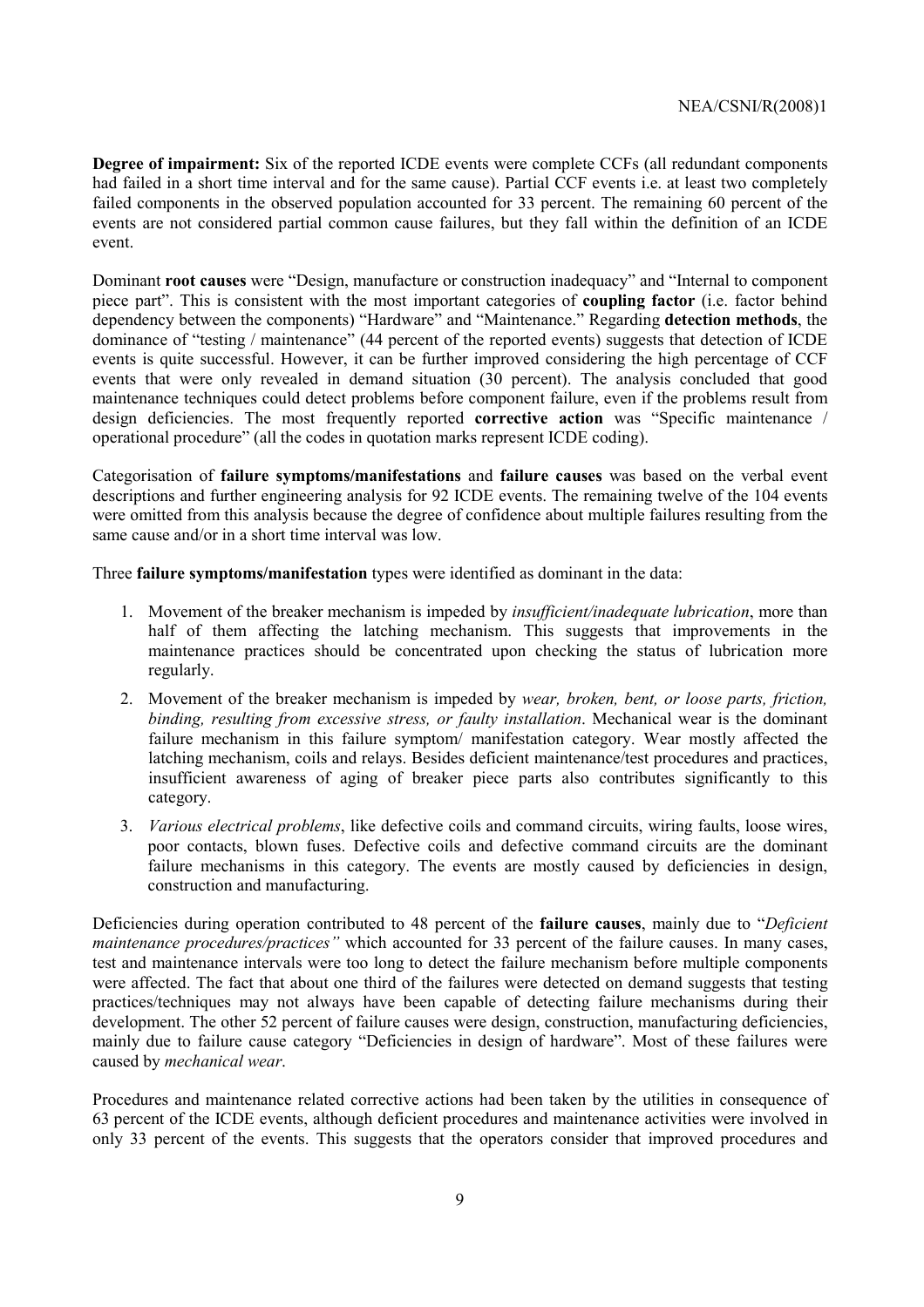**Degree of impairment:** Six of the reported ICDE events were complete CCFs (all redundant components had failed in a short time interval and for the same cause). Partial CCF events i.e. at least two completely failed components in the observed population accounted for 33 percent. The remaining 60 percent of the events are not considered partial common cause failures, but they fall within the definition of an ICDE event.

Dominant **root causes** were "Design, manufacture or construction inadequacy" and "Internal to component piece part". This is consistent with the most important categories of **coupling factor** (i.e. factor behind dependency between the components) "Hardware" and "Maintenance." Regarding **detection methods**, the dominance of "testing / maintenance" (44 percent of the reported events) suggests that detection of ICDE events is quite successful. However, it can be further improved considering the high percentage of CCF events that were only revealed in demand situation (30 percent). The analysis concluded that good maintenance techniques could detect problems before component failure, even if the problems result from design deficiencies. The most frequently reported **corrective action** was "Specific maintenance / operational procedure" (all the codes in quotation marks represent ICDE coding).

Categorisation of **failure symptoms/manifestations** and **failure causes** was based on the verbal event descriptions and further engineering analysis for 92 ICDE events. The remaining twelve of the 104 events were omitted from this analysis because the degree of confidence about multiple failures resulting from the same cause and/or in a short time interval was low.

Three **failure symptoms/manifestation** types were identified as dominant in the data:

1. Movement of the breaker mechanism is impeded by *insufficient/inadequate lubrication*, more than half of them affecting the latching mechanism. This suggests that improvements in the maintenance practices should be concentrated upon checking the status of lubrication more regularly.
2. Movement of the breaker mechanism is impeded by *wear, broken, bent, or loose parts, friction, binding, resulting from excessive stress, or faulty installation*. Mechanical wear is the dominant failure mechanism in this failure symptom/ manifestation category. Wear mostly affected the latching mechanism, coils and relays. Besides deficient maintenance/test procedures and practices, insufficient awareness of aging of breaker piece parts also contributes significantly to this category.
3. *Various electrical problems*, like defective coils and command circuits, wiring faults, loose wires, poor contacts, blown fuses. Defective coils and defective command circuits are the dominant failure mechanisms in this category. The events are mostly caused by deficiencies in design, construction and manufacturing.

Deficiencies during operation contributed to 48 percent of the **failure causes**, mainly due to "*Deficient maintenance procedures/practices"* which accounted for 33 percent of the failure causes. In many cases, test and maintenance intervals were too long to detect the failure mechanism before multiple components were affected. The fact that about one third of the failures were detected on demand suggests that testing practices/techniques may not always have been capable of detecting failure mechanisms during their development. The other 52 percent of failure causes were design, construction, manufacturing deficiencies, mainly due to failure cause category "Deficiencies in design of hardware". Most of these failures were caused by *mechanical wear*.

Procedures and maintenance related corrective actions had been taken by the utilities in consequence of 63 percent of the ICDE events, although deficient procedures and maintenance activities were involved in only 33 percent of the events. This suggests that the operators consider that improved procedures and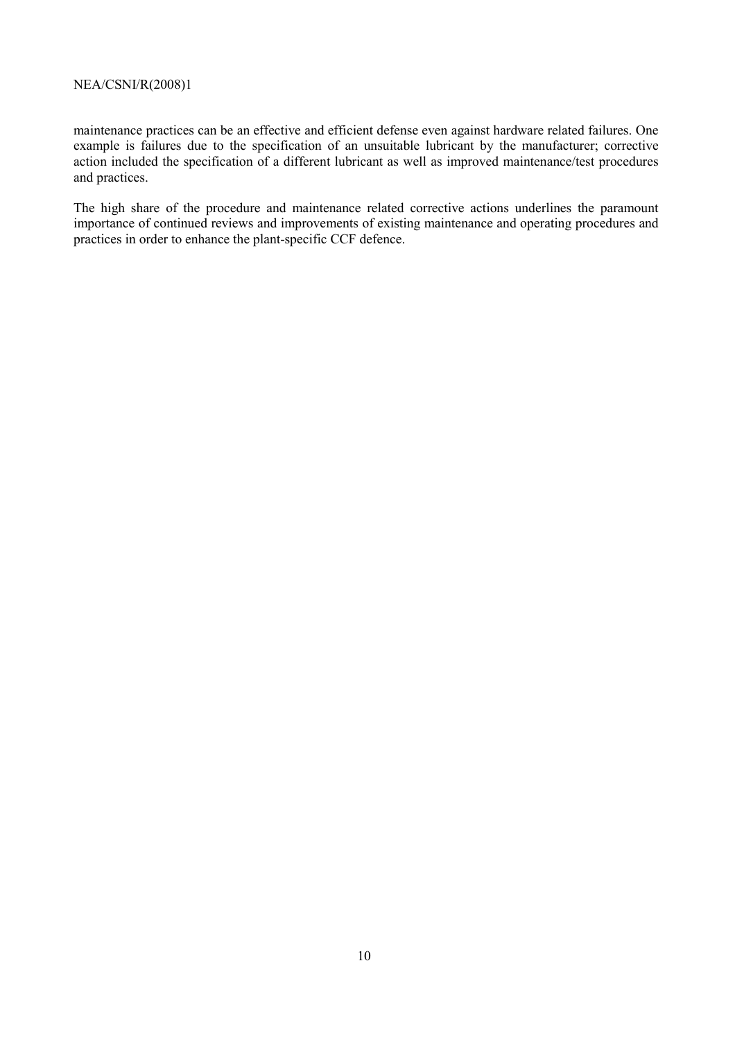maintenance practices can be an effective and efficient defense even against hardware related failures. One example is failures due to the specification of an unsuitable lubricant by the manufacturer; corrective action included the specification of a different lubricant as well as improved maintenance/test procedures and practices.

The high share of the procedure and maintenance related corrective actions underlines the paramount importance of continued reviews and improvements of existing maintenance and operating procedures and practices in order to enhance the plant-specific CCF defence.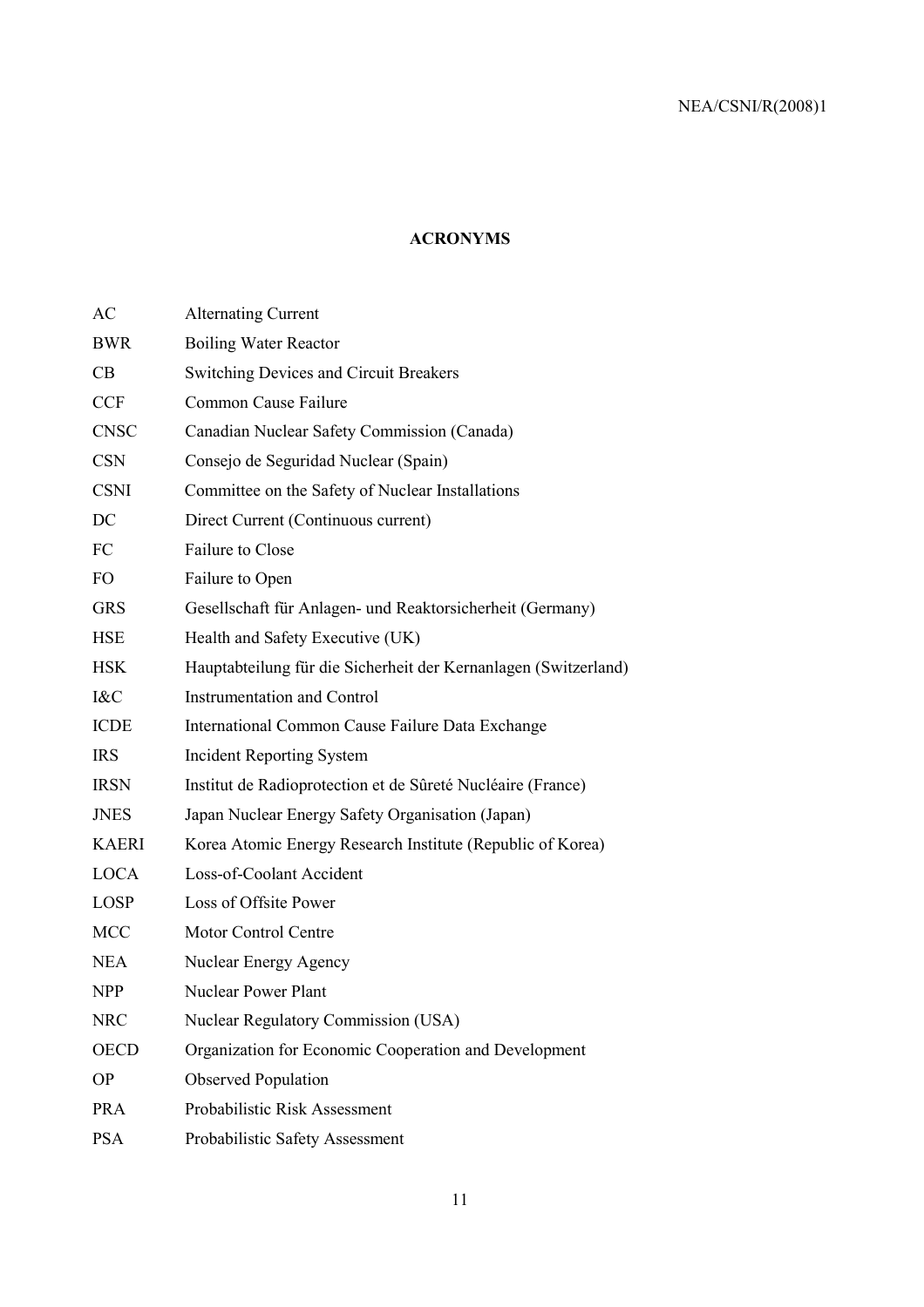# ACRONYMS

| | |
|---|---|
| AC | Alternating Current |
| BWR | Boiling Water Reactor |
| CB | Switching Devices and Circuit Breakers |
| CCF | Common Cause Failure |
| CNSC | Canadian Nuclear Safety Commission (Canada) |
| CSN | Consejo de Seguridad Nuclear (Spain) |
| CSNI | Committee on the Safety of Nuclear Installations |
| DC | Direct Current (Continuous current) |
| FC | Failure to Close |
| FO | Failure to Open |
| GRS | Gesellschaft für Anlagen- und Reaktorsicherheit (Germany) |
| HSE | Health and Safety Executive (UK) |
| HSK | Hauptabteilung für die Sicherheit der Kernanlagen (Switzerland) |
| I&C | Instrumentation and Control |
| ICDE | International Common Cause Failure Data Exchange |
| IRS | Incident Reporting System |
| IRSN | Institut de Radioprotection et de Sûreté Nucléaire (France) |
| JNES | Japan Nuclear Energy Safety Organisation (Japan) |
| KAERI | Korea Atomic Energy Research Institute (Republic of Korea) |
| LOCA | Loss-of-Coolant Accident |
| LOSP | Loss of Offsite Power |
| MCC | Motor Control Centre |
| NEA | Nuclear Energy Agency |
| NPP | Nuclear Power Plant |
| NRC | Nuclear Regulatory Commission (USA) |
| OECD | Organization for Economic Cooperation and Development |
| OP | Observed Population |
| PRA | Probabilistic Risk Assessment |
| PSA | Probabilistic Safety Assessment |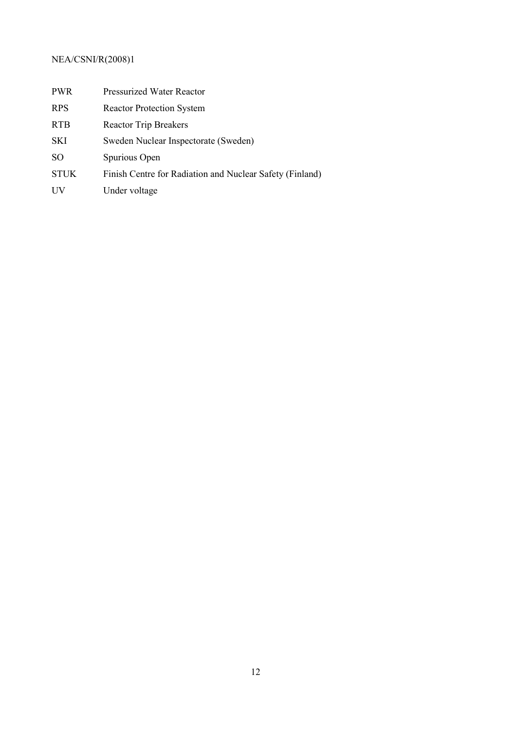| | |
|---|---|
| PWR | Pressurized Water Reactor |
| RPS | Reactor Protection System |
| RTB | Reactor Trip Breakers |
| SKI | Sweden Nuclear Inspectorate (Sweden) |
| SO | Spurious Open |
| STUK | Finish Centre for Radiation and Nuclear Safety (Finland) |
| UV | Under voltage |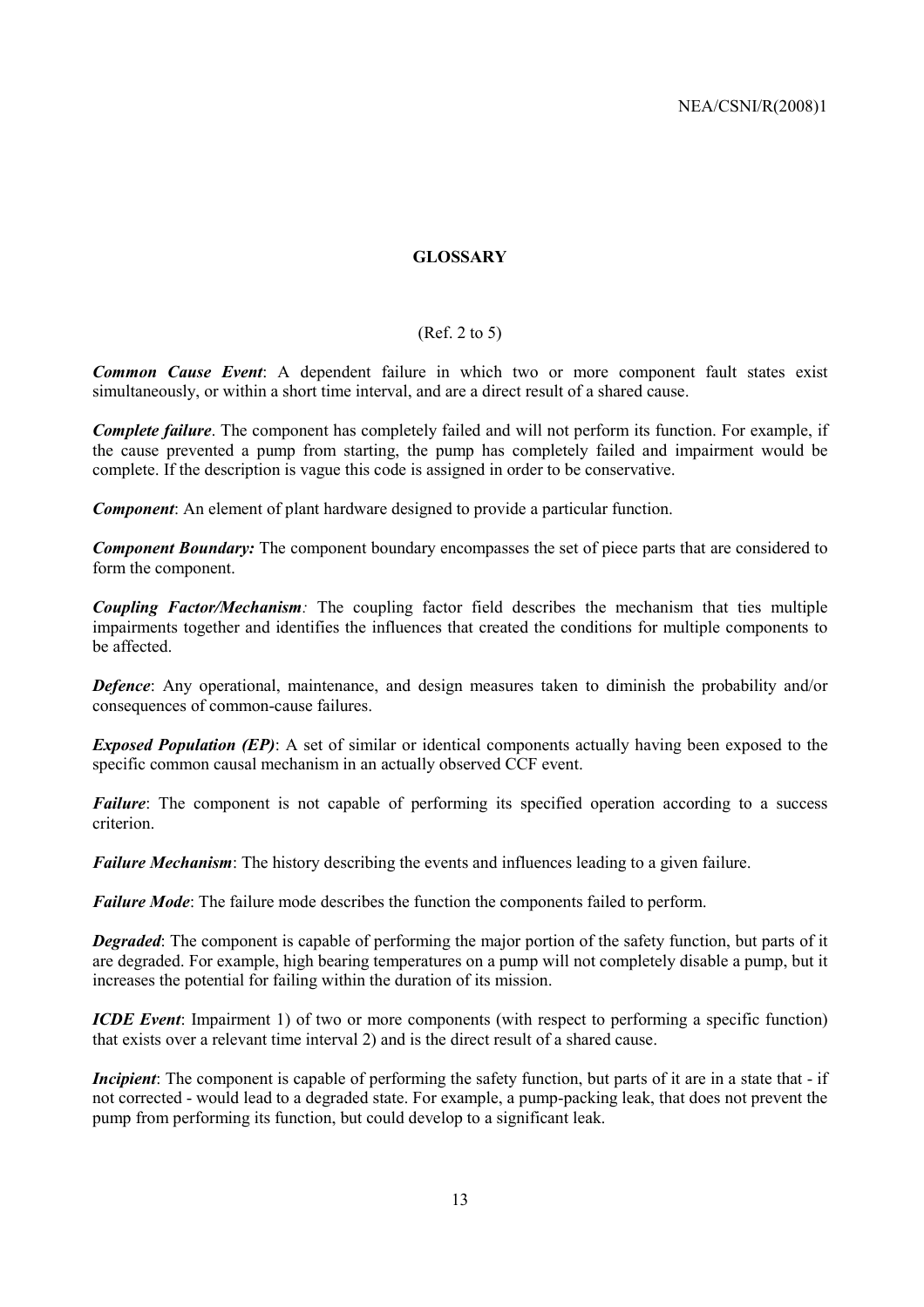# GLOSSARY

(Ref. 2 to 5)

***Common Cause Event***: A dependent failure in which two or more component fault states exist simultaneously, or within a short time interval, and are a direct result of a shared cause.

***Complete failure***. The component has completely failed and will not perform its function. For example, if the cause prevented a pump from starting, the pump has completely failed and impairment would be complete. If the description is vague this code is assigned in order to be conservative.

***Component***: An element of plant hardware designed to provide a particular function.

***Component Boundary:*** The component boundary encompasses the set of piece parts that are considered to form the component.

***Coupling Factor/Mechanism****:* The coupling factor field describes the mechanism that ties multiple impairments together and identifies the influences that created the conditions for multiple components to be affected.

***Defence***: Any operational, maintenance, and design measures taken to diminish the probability and/or consequences of common-cause failures.

***Exposed Population (EP)***: A set of similar or identical components actually having been exposed to the specific common causal mechanism in an actually observed CCF event.

***Failure***: The component is not capable of performing its specified operation according to a success criterion.

***Failure Mechanism***: The history describing the events and influences leading to a given failure.

***Failure Mode***: The failure mode describes the function the components failed to perform.

***Degraded***: The component is capable of performing the major portion of the safety function, but parts of it are degraded. For example, high bearing temperatures on a pump will not completely disable a pump, but it increases the potential for failing within the duration of its mission.

***ICDE Event***: Impairment 1) of two or more components (with respect to performing a specific function) that exists over a relevant time interval 2) and is the direct result of a shared cause.

***Incipient***: The component is capable of performing the safety function, but parts of it are in a state that - if not corrected - would lead to a degraded state. For example, a pump-packing leak, that does not prevent the pump from performing its function, but could develop to a significant leak.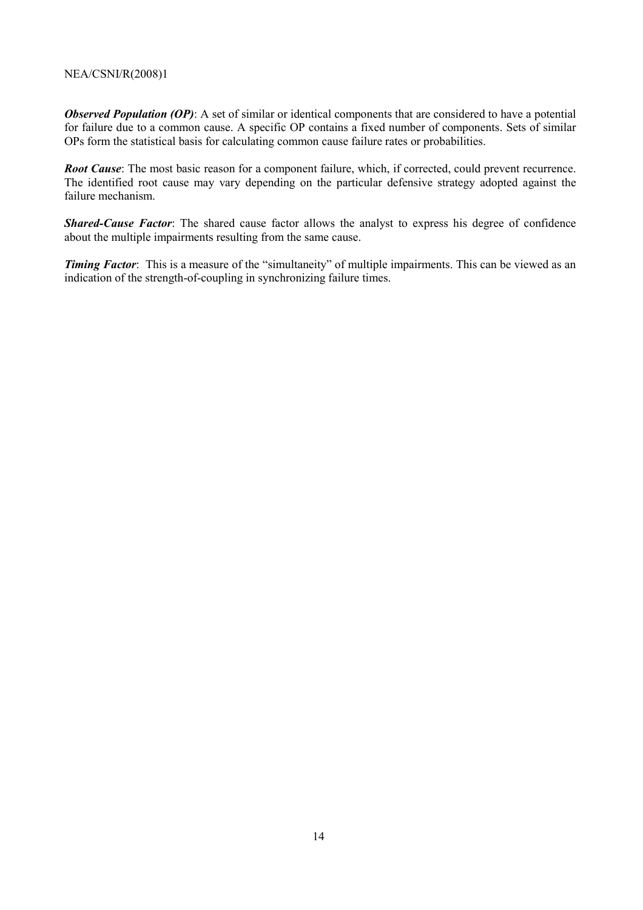***Observed Population (OP)***: A set of similar or identical components that are considered to have a potential for failure due to a common cause. A specific OP contains a fixed number of components. Sets of similar OPs form the statistical basis for calculating common cause failure rates or probabilities.

***Root Cause***: The most basic reason for a component failure, which, if corrected, could prevent recurrence. The identified root cause may vary depending on the particular defensive strategy adopted against the failure mechanism.

***Shared-Cause Factor***: The shared cause factor allows the analyst to express his degree of confidence about the multiple impairments resulting from the same cause.

***Timing Factor***: This is a measure of the "simultaneity" of multiple impairments. This can be viewed as an indication of the strength-of-coupling in synchronizing failure times.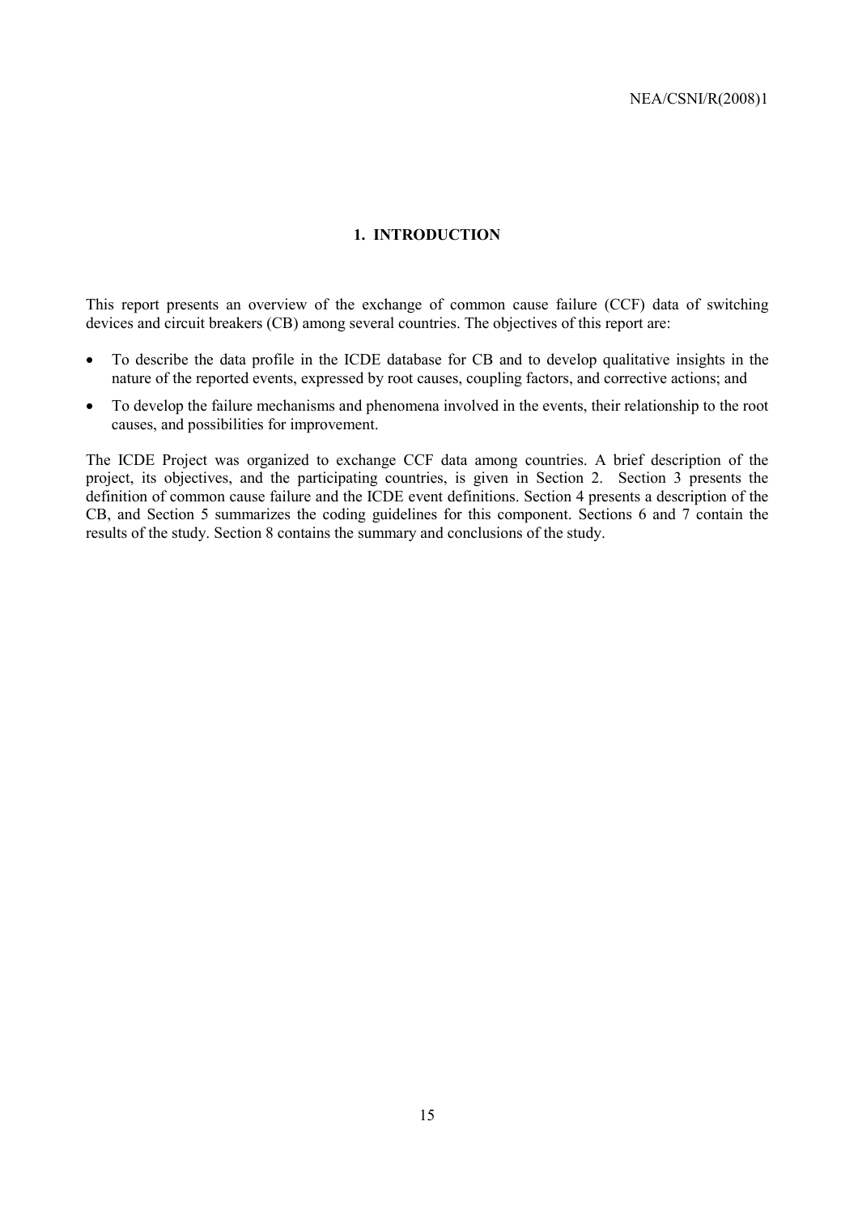# 1. INTRODUCTION

This report presents an overview of the exchange of common cause failure (CCF) data of switching devices and circuit breakers (CB) among several countries. The objectives of this report are:

- To describe the data profile in the ICDE database for CB and to develop qualitative insights in the nature of the reported events, expressed by root causes, coupling factors, and corrective actions; and
- To develop the failure mechanisms and phenomena involved in the events, their relationship to the root causes, and possibilities for improvement.

The ICDE Project was organized to exchange CCF data among countries. A brief description of the project, its objectives, and the participating countries, is given in Section 2. Section 3 presents the definition of common cause failure and the ICDE event definitions. Section 4 presents a description of the CB, and Section 5 summarizes the coding guidelines for this component. Sections 6 and 7 contain the results of the study. Section 8 contains the summary and conclusions of the study.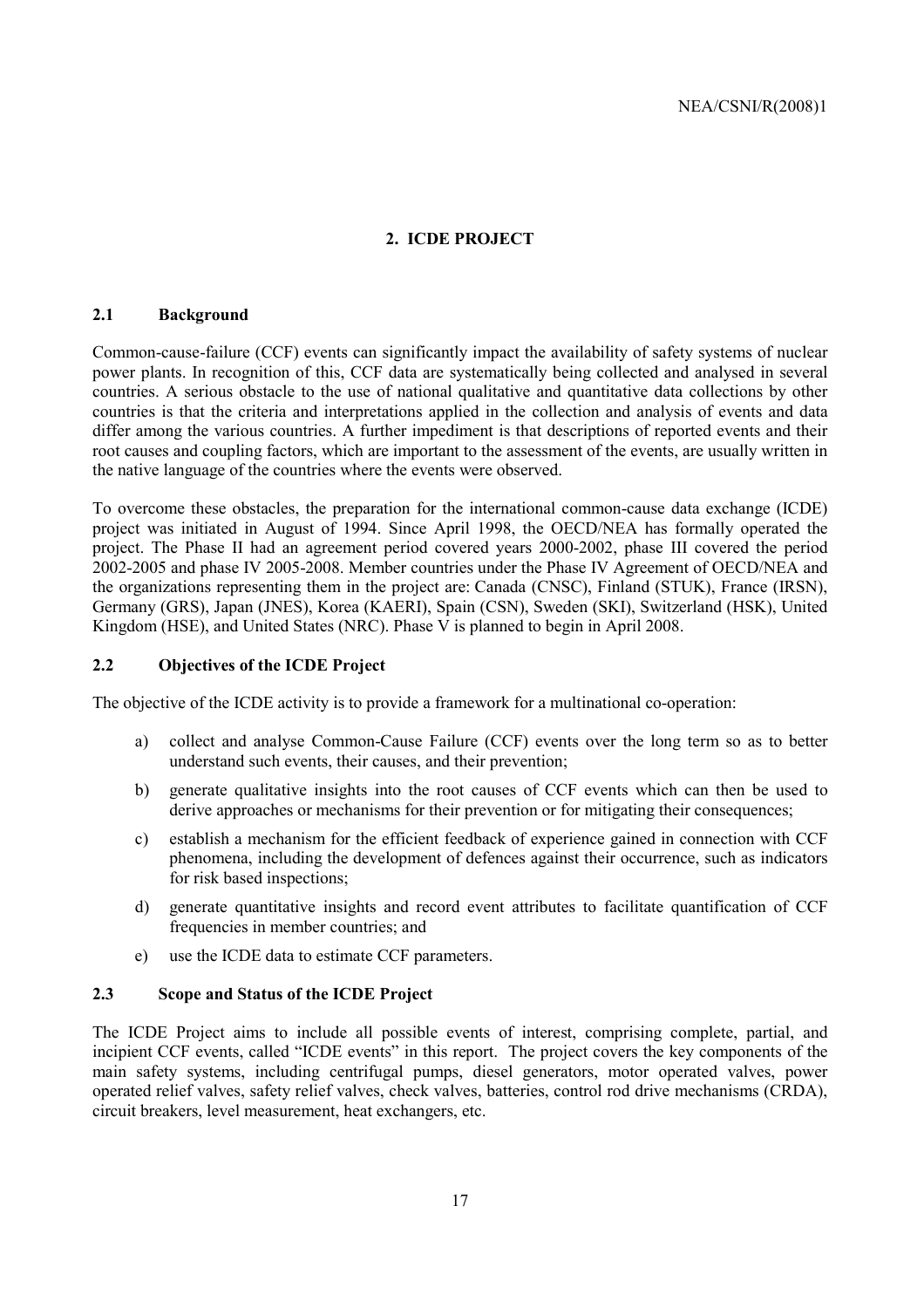# 2. ICDE PROJECT

## 2.1 Background

Common-cause-failure (CCF) events can significantly impact the availability of safety systems of nuclear power plants. In recognition of this, CCF data are systematically being collected and analysed in several countries. A serious obstacle to the use of national qualitative and quantitative data collections by other countries is that the criteria and interpretations applied in the collection and analysis of events and data differ among the various countries. A further impediment is that descriptions of reported events and their root causes and coupling factors, which are important to the assessment of the events, are usually written in the native language of the countries where the events were observed.

To overcome these obstacles, the preparation for the international common-cause data exchange (ICDE) project was initiated in August of 1994. Since April 1998, the OECD/NEA has formally operated the project. The Phase II had an agreement period covered years 2000-2002, phase III covered the period 2002-2005 and phase IV 2005-2008. Member countries under the Phase IV Agreement of OECD/NEA and the organizations representing them in the project are: Canada (CNSC), Finland (STUK), France (IRSN), Germany (GRS), Japan (JNES), Korea (KAERI), Spain (CSN), Sweden (SKI), Switzerland (HSK), United Kingdom (HSE), and United States (NRC). Phase V is planned to begin in April 2008.

## 2.2 Objectives of the ICDE Project

The objective of the ICDE activity is to provide a framework for a multinational co-operation:

a) collect and analyse Common-Cause Failure (CCF) events over the long term so as to better understand such events, their causes, and their prevention;

b) generate qualitative insights into the root causes of CCF events which can then be used to derive approaches or mechanisms for their prevention or for mitigating their consequences;

c) establish a mechanism for the efficient feedback of experience gained in connection with CCF phenomena, including the development of defences against their occurrence, such as indicators for risk based inspections;

d) generate quantitative insights and record event attributes to facilitate quantification of CCF frequencies in member countries; and

e) use the ICDE data to estimate CCF parameters.

## 2.3 Scope and Status of the ICDE Project

The ICDE Project aims to include all possible events of interest, comprising complete, partial, and incipient CCF events, called "ICDE events" in this report. The project covers the key components of the main safety systems, including centrifugal pumps, diesel generators, motor operated valves, power operated relief valves, safety relief valves, check valves, batteries, control rod drive mechanisms (CRDA), circuit breakers, level measurement, heat exchangers, etc.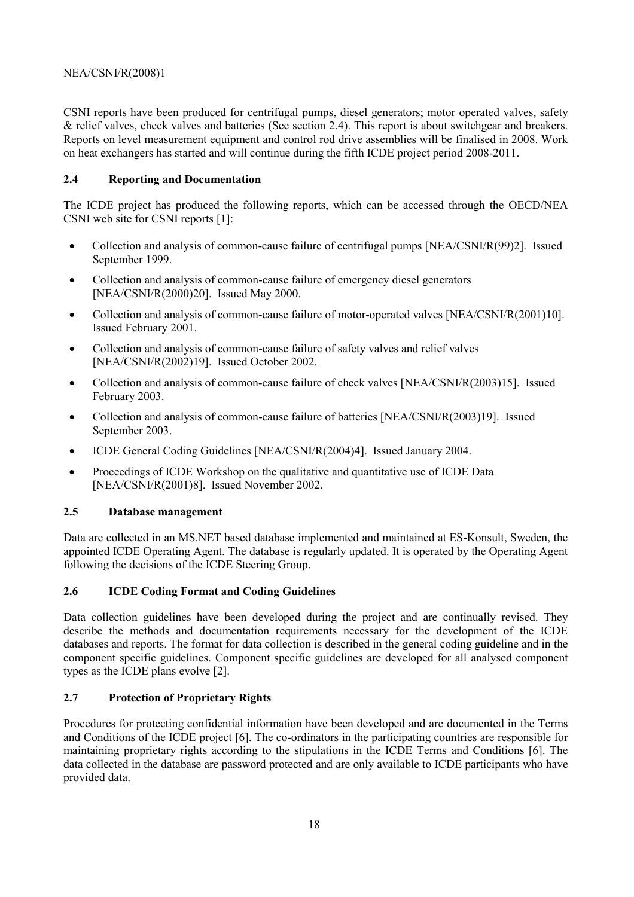CSNI reports have been produced for centrifugal pumps, diesel generators; motor operated valves, safety & relief valves, check valves and batteries (See section 2.4). This report is about switchgear and breakers. Reports on level measurement equipment and control rod drive assemblies will be finalised in 2008. Work on heat exchangers has started and will continue during the fifth ICDE project period 2008-2011.

## 2.4 Reporting and Documentation

The ICDE project has produced the following reports, which can be accessed through the OECD/NEA CSNI web site for CSNI reports [1]:

- Collection and analysis of common-cause failure of centrifugal pumps [NEA/CSNI/R(99)2]. Issued September 1999.
- Collection and analysis of common-cause failure of emergency diesel generators [NEA/CSNI/R(2000)20]. Issued May 2000.
- Collection and analysis of common-cause failure of motor-operated valves [NEA/CSNI/R(2001)10]. Issued February 2001.
- Collection and analysis of common-cause failure of safety valves and relief valves [NEA/CSNI/R(2002)19]. Issued October 2002.
- Collection and analysis of common-cause failure of check valves [NEA/CSNI/R(2003)15]. Issued February 2003.
- Collection and analysis of common-cause failure of batteries [NEA/CSNI/R(2003)19]. Issued September 2003.
- ICDE General Coding Guidelines [NEA/CSNI/R(2004)4]. Issued January 2004.
- Proceedings of ICDE Workshop on the qualitative and quantitative use of ICDE Data [NEA/CSNI/R(2001)8]. Issued November 2002.

## 2.5 Database management

Data are collected in an MS.NET based database implemented and maintained at ES-Konsult, Sweden, the appointed ICDE Operating Agent. The database is regularly updated. It is operated by the Operating Agent following the decisions of the ICDE Steering Group.

## 2.6 ICDE Coding Format and Coding Guidelines

Data collection guidelines have been developed during the project and are continually revised. They describe the methods and documentation requirements necessary for the development of the ICDE databases and reports. The format for data collection is described in the general coding guideline and in the component specific guidelines. Component specific guidelines are developed for all analysed component types as the ICDE plans evolve [2].

## 2.7 Protection of Proprietary Rights

Procedures for protecting confidential information have been developed and are documented in the Terms and Conditions of the ICDE project [6]. The co-ordinators in the participating countries are responsible for maintaining proprietary rights according to the stipulations in the ICDE Terms and Conditions [6]. The data collected in the database are password protected and are only available to ICDE participants who have provided data.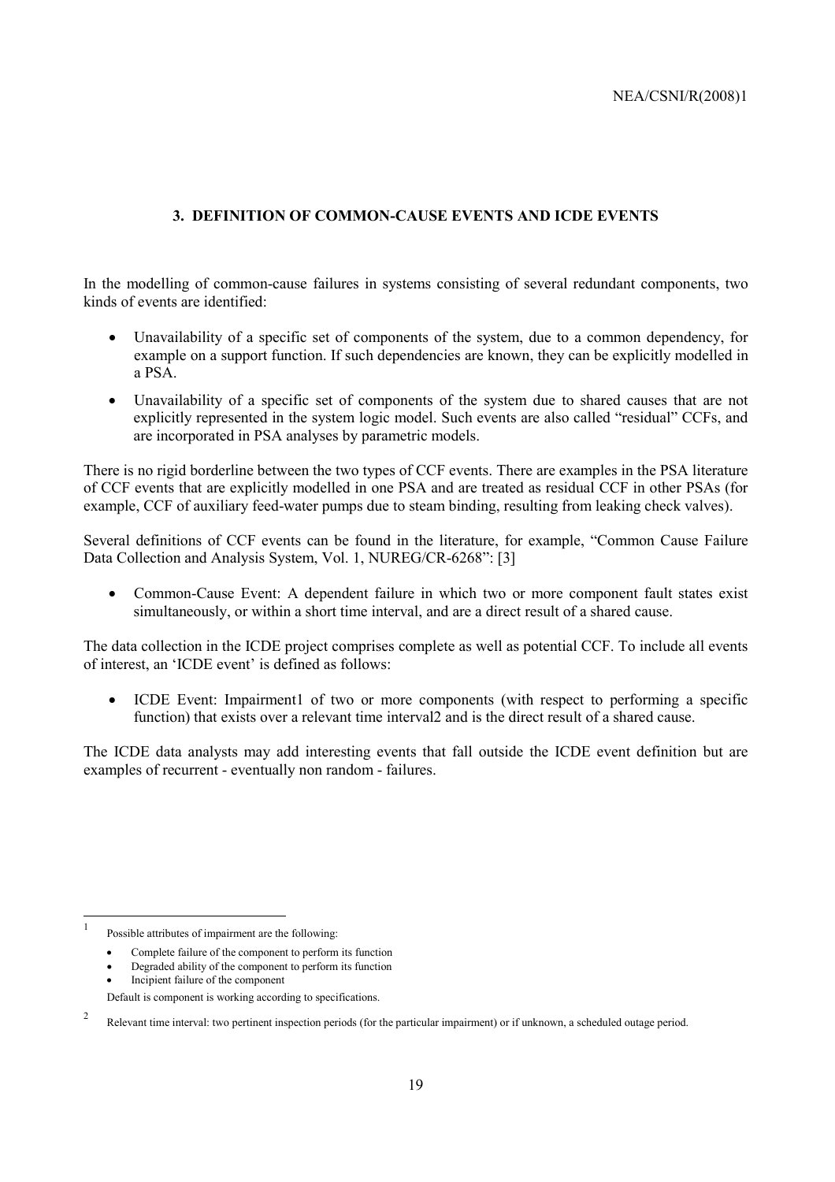# 3. DEFINITION OF COMMON-CAUSE EVENTS AND ICDE EVENTS

In the modelling of common-cause failures in systems consisting of several redundant components, two kinds of events are identified:

- Unavailability of a specific set of components of the system, due to a common dependency, for example on a support function. If such dependencies are known, they can be explicitly modelled in a PSA.
- Unavailability of a specific set of components of the system due to shared causes that are not explicitly represented in the system logic model. Such events are also called "residual" CCFs, and are incorporated in PSA analyses by parametric models.

There is no rigid borderline between the two types of CCF events. There are examples in the PSA literature of CCF events that are explicitly modelled in one PSA and are treated as residual CCF in other PSAs (for example, CCF of auxiliary feed-water pumps due to steam binding, resulting from leaking check valves).

Several definitions of CCF events can be found in the literature, for example, "Common Cause Failure Data Collection and Analysis System, Vol. 1, NUREG/CR-6268": [3]

- Common-Cause Event: A dependent failure in which two or more component fault states exist simultaneously, or within a short time interval, and are a direct result of a shared cause.

The data collection in the ICDE project comprises complete as well as potential CCF. To include all events of interest, an 'ICDE event' is defined as follows:

- ICDE Event: Impairment[1] of two or more components (with respect to performing a specific function) that exists over a relevant time interval[2] and is the direct result of a shared cause.

The ICDE data analysts may add interesting events that fall outside the ICDE event definition but are examples of recurrent - eventually non random - failures.

---

[1] Possible attributes of impairment are the following:

- Complete failure of the component to perform its function
- Degraded ability of the component to perform its function
- Incipient failure of the component

Default is component is working according to specifications.

[2] Relevant time interval: two pertinent inspection periods (for the particular impairment) or if unknown, a scheduled outage period.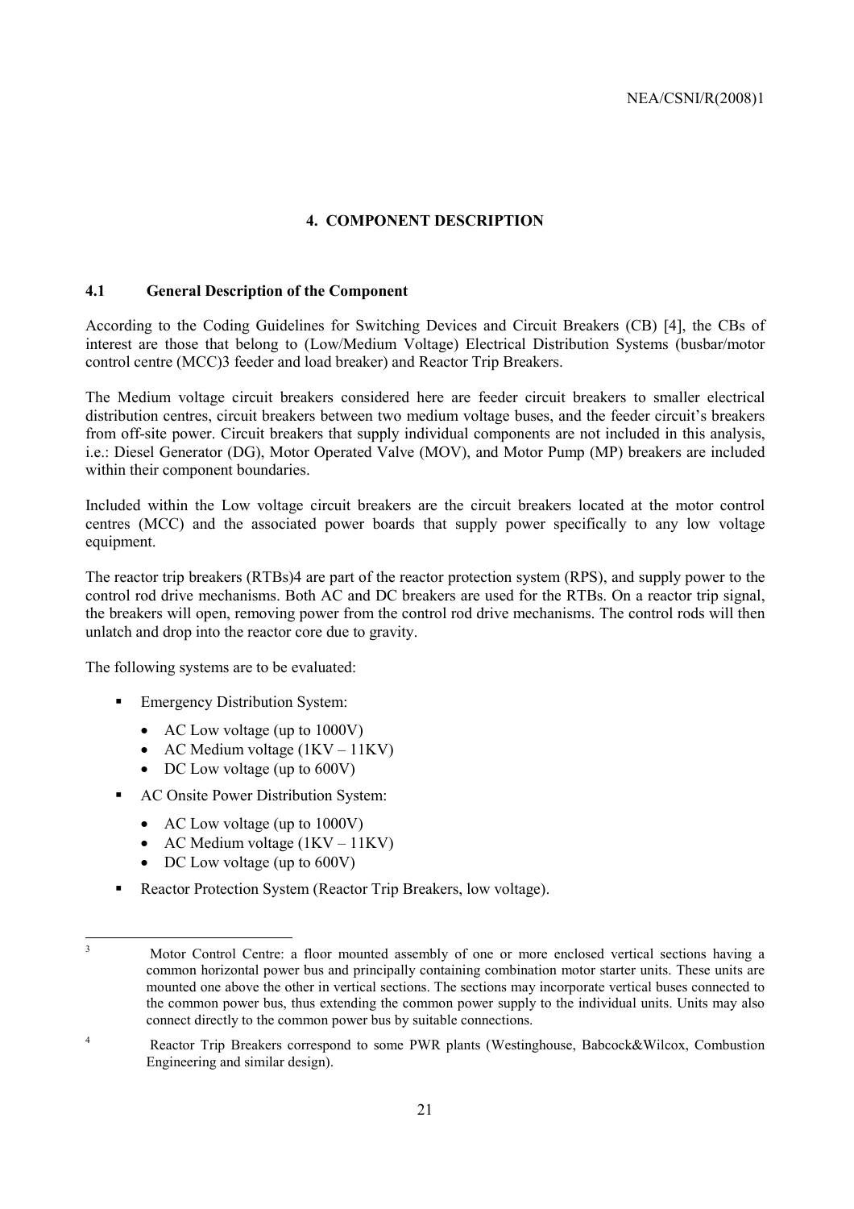# 4. COMPONENT DESCRIPTION

## 4.1 General Description of the Component

According to the Coding Guidelines for Switching Devices and Circuit Breakers (CB) [4], the CBs of interest are those that belong to (Low/Medium Voltage) Electrical Distribution Systems (busbar/motor control centre (MCC)[3] feeder and load breaker) and Reactor Trip Breakers.

The Medium voltage circuit breakers considered here are feeder circuit breakers to smaller electrical distribution centres, circuit breakers between two medium voltage buses, and the feeder circuit's breakers from off-site power. Circuit breakers that supply individual components are not included in this analysis, i.e.: Diesel Generator (DG), Motor Operated Valve (MOV), and Motor Pump (MP) breakers are included within their component boundaries.

Included within the Low voltage circuit breakers are the circuit breakers located at the motor control centres (MCC) and the associated power boards that supply power specifically to any low voltage equipment.

The reactor trip breakers (RTBs)[4] are part of the reactor protection system (RPS), and supply power to the control rod drive mechanisms. Both AC and DC breakers are used for the RTBs. On a reactor trip signal, the breakers will open, removing power from the control rod drive mechanisms. The control rods will then unlatch and drop into the reactor core due to gravity.

The following systems are to be evaluated:

- Emergency Distribution System:
  - AC Low voltage (up to 1000V)
  - AC Medium voltage (1KV – 11KV)
  - DC Low voltage (up to 600V)
- AC Onsite Power Distribution System:
  - AC Low voltage (up to 1000V)
  - AC Medium voltage (1KV – 11KV)
  - DC Low voltage (up to 600V)
- Reactor Protection System (Reactor Trip Breakers, low voltage).

---

[3] Motor Control Centre: a floor mounted assembly of one or more enclosed vertical sections having a common horizontal power bus and principally containing combination motor starter units. These units are mounted one above the other in vertical sections. The sections may incorporate vertical buses connected to the common power bus, thus extending the common power supply to the individual units. Units may also connect directly to the common power bus by suitable connections.

[4] Reactor Trip Breakers correspond to some PWR plants (Westinghouse, Babcock&Wilcox, Combustion Engineering and similar design).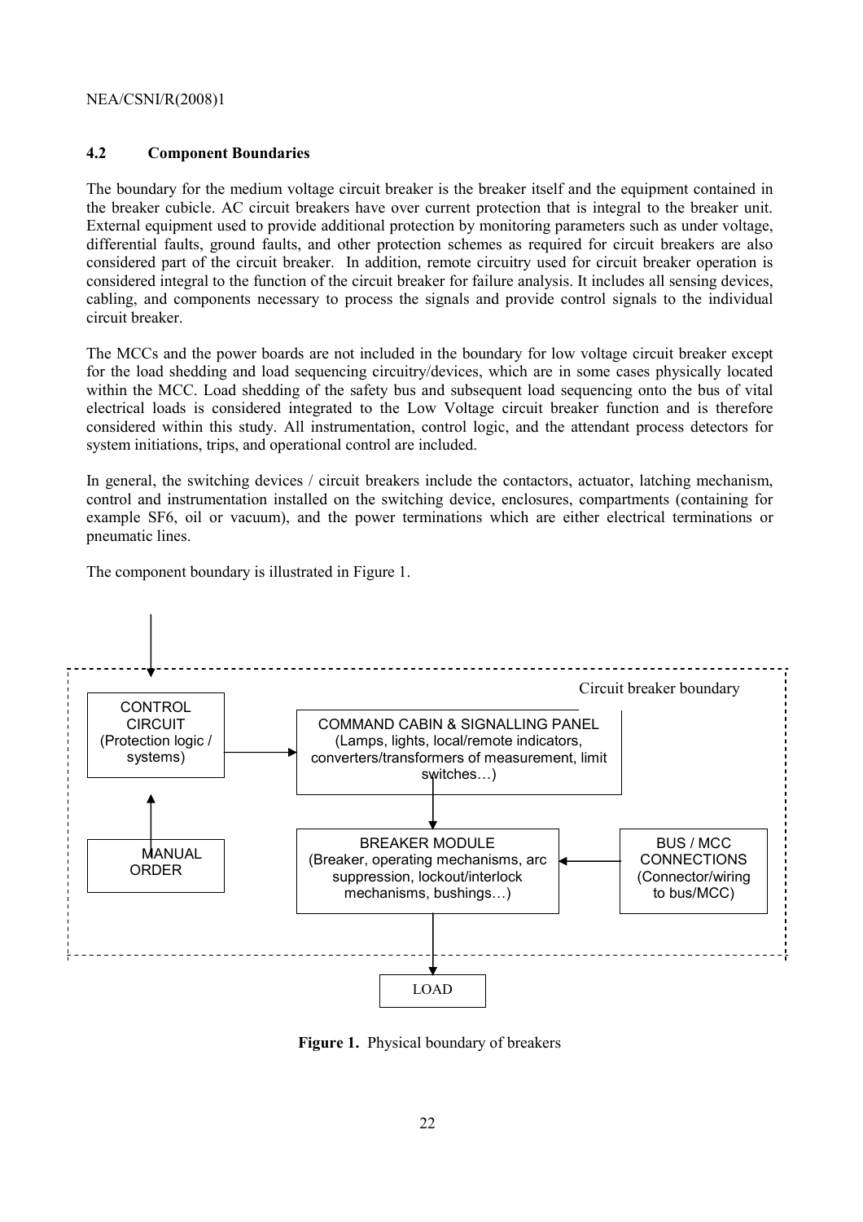### 4.2 Component Boundaries

The boundary for the medium voltage circuit breaker is the breaker itself and the equipment contained in the breaker cubicle. AC circuit breakers have over current protection that is integral to the breaker unit. External equipment used to provide additional protection by monitoring parameters such as under voltage, differential faults, ground faults, and other protection schemes as required for circuit breakers are also considered part of the circuit breaker. In addition, remote circuitry used for circuit breaker operation is considered integral to the function of the circuit breaker for failure analysis. It includes all sensing devices, cabling, and components necessary to process the signals and provide control signals to the individual circuit breaker.

The MCCs and the power boards are not included in the boundary for low voltage circuit breaker except for the load shedding and load sequencing circuitry/devices, which are in some cases physically located within the MCC. Load shedding of the safety bus and subsequent load sequencing onto the bus of vital electrical loads is considered integrated to the Low Voltage circuit breaker function and is therefore considered within this study. All instrumentation, control logic, and the attendant process detectors for system initiations, trips, and operational control are included.

In general, the switching devices / circuit breakers include the contactors, actuator, latching mechanism, control and instrumentation installed on the switching device, enclosures, compartments (containing for example SF6, oil or vacuum), and the power terminations which are either electrical terminations or pneumatic lines.

The component boundary is illustrated in Figure 1.

Circuit breaker boundary

CONTROL CIRCUIT (Protection logic / systems)

COMMAND CABIN & SIGNALLING PANEL (Lamps, lights, local/remote indicators, converters/transformers of measurement, limit switches…)

MANUAL ORDER

BREAKER MODULE (Breaker, operating mechanisms, arc suppression, lockout/interlock mechanisms, bushings…)

BUS / MCC CONNECTIONS (Connector/wiring to bus/MCC)

LOAD

**Figure 1.** Physical boundary of breakers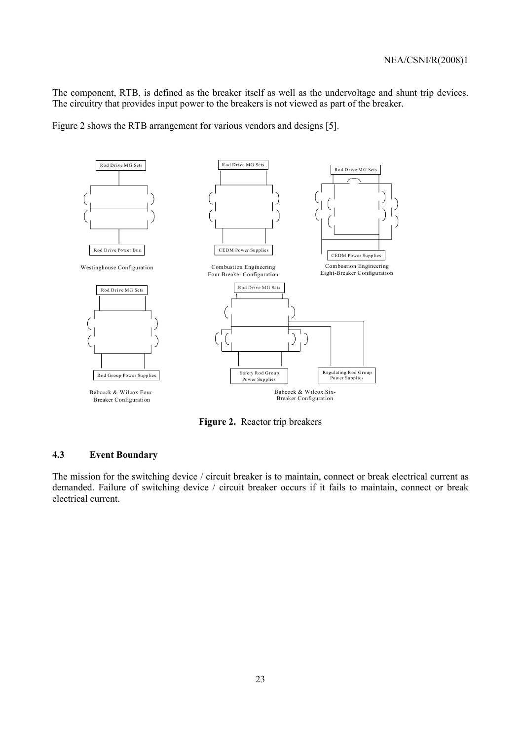The component, RTB, is defined as the breaker itself as well as the undervoltage and shunt trip devices. The circuitry that provides input power to the breakers is not viewed as part of the breaker.

Figure 2 shows the RTB arrangement for various vendors and designs [5].

Rod Drive MG Sets

Rod Drive Power Bus

Westinghouse Configuration

Rod Drive MG Sets

CEDM Power Supplies

Combustion Engineering Four-Breaker Configuration

Rod Drive MG Sets

CEDM Power Supplies

Combustion Engineering Eight-Breaker Configuration

Rod Drive MG Sets

Rod Group Power Supplies

Babcock & Wilcox Four-Breaker Configuration

Rod Drive MG Sets

Safety Rod Group Power Supplies

Regulating Rod Group Power Supplies

Babcock & Wilcox Six-Breaker Configuration

**Figure 2.** Reactor trip breakers

### 4.3 Event Boundary

The mission for the switching device / circuit breaker is to maintain, connect or break electrical current as demanded. Failure of switching device / circuit breaker occurs if it fails to maintain, connect or break electrical current.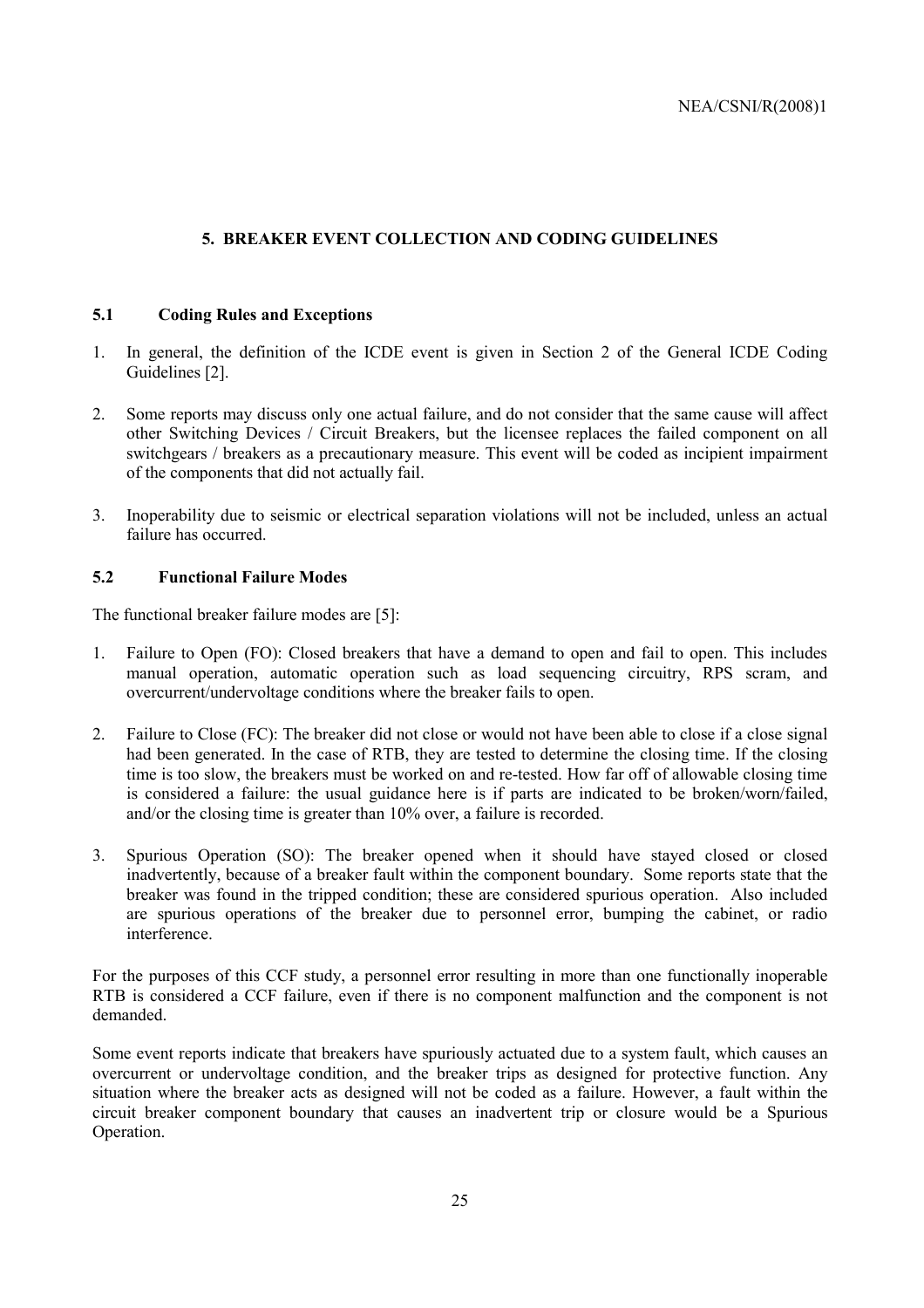## 5. BREAKER EVENT COLLECTION AND CODING GUIDELINES

### 5.1 Coding Rules and Exceptions

1. In general, the definition of the ICDE event is given in Section 2 of the General ICDE Coding Guidelines [2].

2. Some reports may discuss only one actual failure, and do not consider that the same cause will affect other Switching Devices / Circuit Breakers, but the licensee replaces the failed component on all switchgears / breakers as a precautionary measure. This event will be coded as incipient impairment of the components that did not actually fail.

3. Inoperability due to seismic or electrical separation violations will not be included, unless an actual failure has occurred.

### 5.2 Functional Failure Modes

The functional breaker failure modes are [5]:

1. Failure to Open (FO): Closed breakers that have a demand to open and fail to open. This includes manual operation, automatic operation such as load sequencing circuitry, RPS scram, and overcurrent/undervoltage conditions where the breaker fails to open.

2. Failure to Close (FC): The breaker did not close or would not have been able to close if a close signal had been generated. In the case of RTB, they are tested to determine the closing time. If the closing time is too slow, the breakers must be worked on and re-tested. How far off of allowable closing time is considered a failure: the usual guidance here is if parts are indicated to be broken/worn/failed, and/or the closing time is greater than 10% over, a failure is recorded.

3. Spurious Operation (SO): The breaker opened when it should have stayed closed or closed inadvertently, because of a breaker fault within the component boundary. Some reports state that the breaker was found in the tripped condition; these are considered spurious operation. Also included are spurious operations of the breaker due to personnel error, bumping the cabinet, or radio interference.

For the purposes of this CCF study, a personnel error resulting in more than one functionally inoperable RTB is considered a CCF failure, even if there is no component malfunction and the component is not demanded.

Some event reports indicate that breakers have spuriously actuated due to a system fault, which causes an overcurrent or undervoltage condition, and the breaker trips as designed for protective function. Any situation where the breaker acts as designed will not be coded as a failure. However, a fault within the circuit breaker component boundary that causes an inadvertent trip or closure would be a Spurious Operation.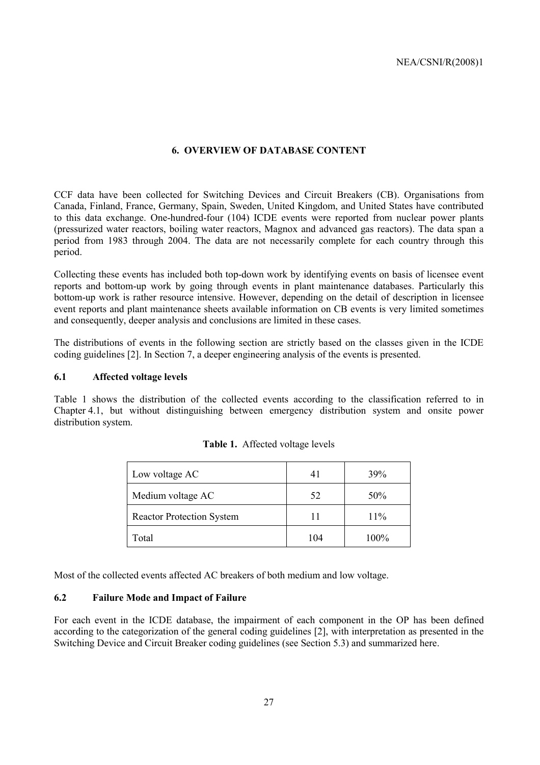# 6. OVERVIEW OF DATABASE CONTENT

CCF data have been collected for Switching Devices and Circuit Breakers (CB). Organisations from Canada, Finland, France, Germany, Spain, Sweden, United Kingdom, and United States have contributed to this data exchange. One-hundred-four (104) ICDE events were reported from nuclear power plants (pressurized water reactors, boiling water reactors, Magnox and advanced gas reactors). The data span a period from 1983 through 2004. The data are not necessarily complete for each country through this period.

Collecting these events has included both top-down work by identifying events on basis of licensee event reports and bottom-up work by going through events in plant maintenance databases. Particularly this bottom-up work is rather resource intensive. However, depending on the detail of description in licensee event reports and plant maintenance sheets available information on CB events is very limited sometimes and consequently, deeper analysis and conclusions are limited in these cases.

The distributions of events in the following section are strictly based on the classes given in the ICDE coding guidelines [2]. In Section 7, a deeper engineering analysis of the events is presented.

## 6.1 Affected voltage levels

Table 1 shows the distribution of the collected events according to the classification referred to in Chapter 4.1, but without distinguishing between emergency distribution system and onsite power distribution system.

**Table 1.** Affected voltage levels

| | | |
|---|---|---|
| Low voltage AC | 41 | 39% |
| Medium voltage AC | 52 | 50% |
| Reactor Protection System | 11 | 11% |
| Total | 104 | 100% |

Most of the collected events affected AC breakers of both medium and low voltage.

## 6.2 Failure Mode and Impact of Failure

For each event in the ICDE database, the impairment of each component in the OP has been defined according to the categorization of the general coding guidelines [2], with interpretation as presented in the Switching Device and Circuit Breaker coding guidelines (see Section 5.3) and summarized here.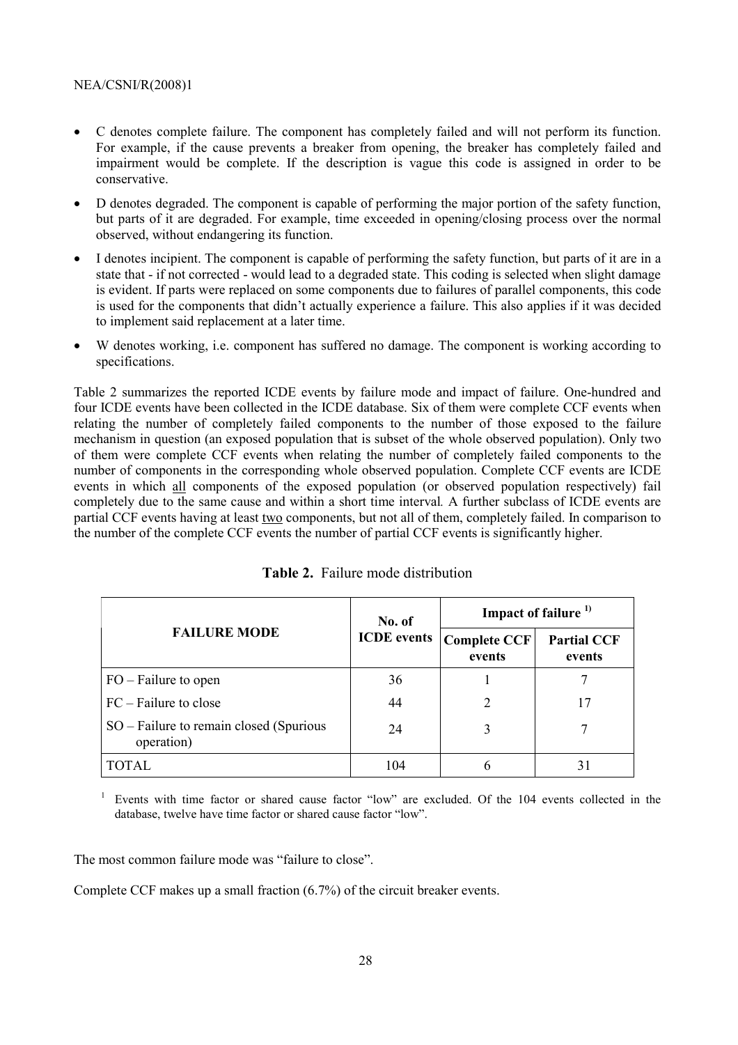- C denotes complete failure. The component has completely failed and will not perform its function. For example, if the cause prevents a breaker from opening, the breaker has completely failed and impairment would be complete. If the description is vague this code is assigned in order to be conservative.
- D denotes degraded. The component is capable of performing the major portion of the safety function, but parts of it are degraded. For example, time exceeded in opening/closing process over the normal observed, without endangering its function.
- I denotes incipient. The component is capable of performing the safety function, but parts of it are in a state that - if not corrected - would lead to a degraded state. This coding is selected when slight damage is evident. If parts were replaced on some components due to failures of parallel components, this code is used for the components that didn't actually experience a failure. This also applies if it was decided to implement said replacement at a later time.
- W denotes working, i.e. component has suffered no damage. The component is working according to specifications.

Table 2 summarizes the reported ICDE events by failure mode and impact of failure. One-hundred and four ICDE events have been collected in the ICDE database. Six of them were complete CCF events when relating the number of completely failed components to the number of those exposed to the failure mechanism in question (an exposed population that is subset of the whole observed population). Only two of them were complete CCF events when relating the number of completely failed components to the number of components in the corresponding whole observed population. Complete CCF events are ICDE events in which all components of the exposed population (or observed population respectively) fail completely due to the same cause and within a short time interval*.* A further subclass of ICDE events are partial CCF events having at least two components, but not all of them, completely failed. In comparison to the number of the complete CCF events the number of partial CCF events is significantly higher.

**Table 2.** Failure mode distribution

| FAILURE MODE | No. of ICDE events | Impact of failure [1)] | |
|---|---|---|---|
| | | Complete CCF events | Partial CCF events |
| FO – Failure to open | 36 | 1 | 7 |
| FC – Failure to close | 44 | 2 | 17 |
| SO – Failure to remain closed (Spurious operation) | 24 | 3 | 7 |
| TOTAL | 104 | 6 | 31 |

[1] Events with time factor or shared cause factor "low" are excluded. Of the 104 events collected in the database, twelve have time factor or shared cause factor "low".

The most common failure mode was "failure to close".

Complete CCF makes up a small fraction (6.7%) of the circuit breaker events.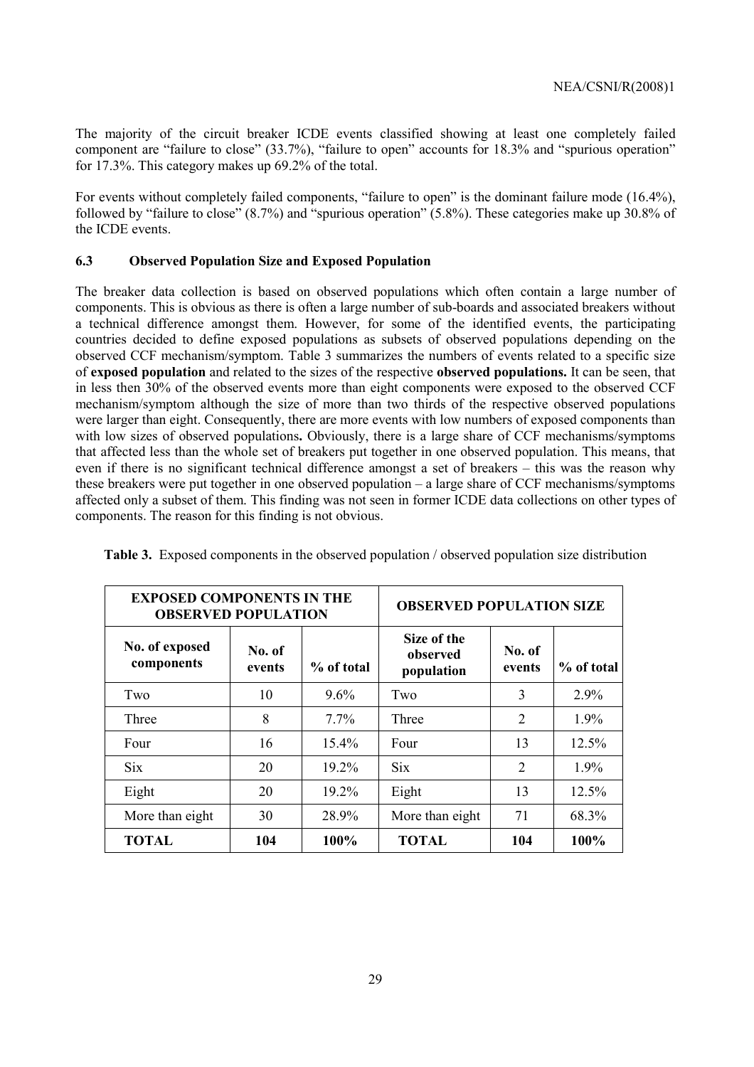The majority of the circuit breaker ICDE events classified showing at least one completely failed component are "failure to close" (33.7%), "failure to open" accounts for 18.3% and "spurious operation" for 17.3%. This category makes up 69.2% of the total.

For events without completely failed components, "failure to open" is the dominant failure mode (16.4%), followed by "failure to close" (8.7%) and "spurious operation" (5.8%). These categories make up 30.8% of the ICDE events.

### 6.3 Observed Population Size and Exposed Population

The breaker data collection is based on observed populations which often contain a large number of components. This is obvious as there is often a large number of sub-boards and associated breakers without a technical difference amongst them. However, for some of the identified events, the participating countries decided to define exposed populations as subsets of observed populations depending on the observed CCF mechanism/symptom. Table 3 summarizes the numbers of events related to a specific size of **exposed population** and related to the sizes of the respective **observed populations.** It can be seen, that in less then 30% of the observed events more than eight components were exposed to the observed CCF mechanism/symptom although the size of more than two thirds of the respective observed populations were larger than eight. Consequently, there are more events with low numbers of exposed components than with low sizes of observed populations**.** Obviously, there is a large share of CCF mechanisms/symptoms that affected less than the whole set of breakers put together in one observed population. This means, that even if there is no significant technical difference amongst a set of breakers – this was the reason why these breakers were put together in one observed population – a large share of CCF mechanisms/symptoms affected only a subset of them. This finding was not seen in former ICDE data collections on other types of components. The reason for this finding is not obvious.

**Table 3.** Exposed components in the observed population / observed population size distribution

| EXPOSED COMPONENTS IN THE OBSERVED POPULATION | | | OBSERVED POPULATION SIZE | | |
|---|---|---|---|---|---|
| No. of exposed components | No. of events | % of total | Size of the observed population | No. of events | % of total |
| Two | 10 | 9.6% | Two | 3 | 2.9% |
| Three | 8 | 7.7% | Three | 2 | 1.9% |
| Four | 16 | 15.4% | Four | 13 | 12.5% |
| Six | 20 | 19.2% | Six | 2 | 1.9% |
| Eight | 20 | 19.2% | Eight | 13 | 12.5% |
| More than eight | 30 | 28.9% | More than eight | 71 | 68.3% |
| **TOTAL** | **104** | **100%** | **TOTAL** | **104** | **100%** |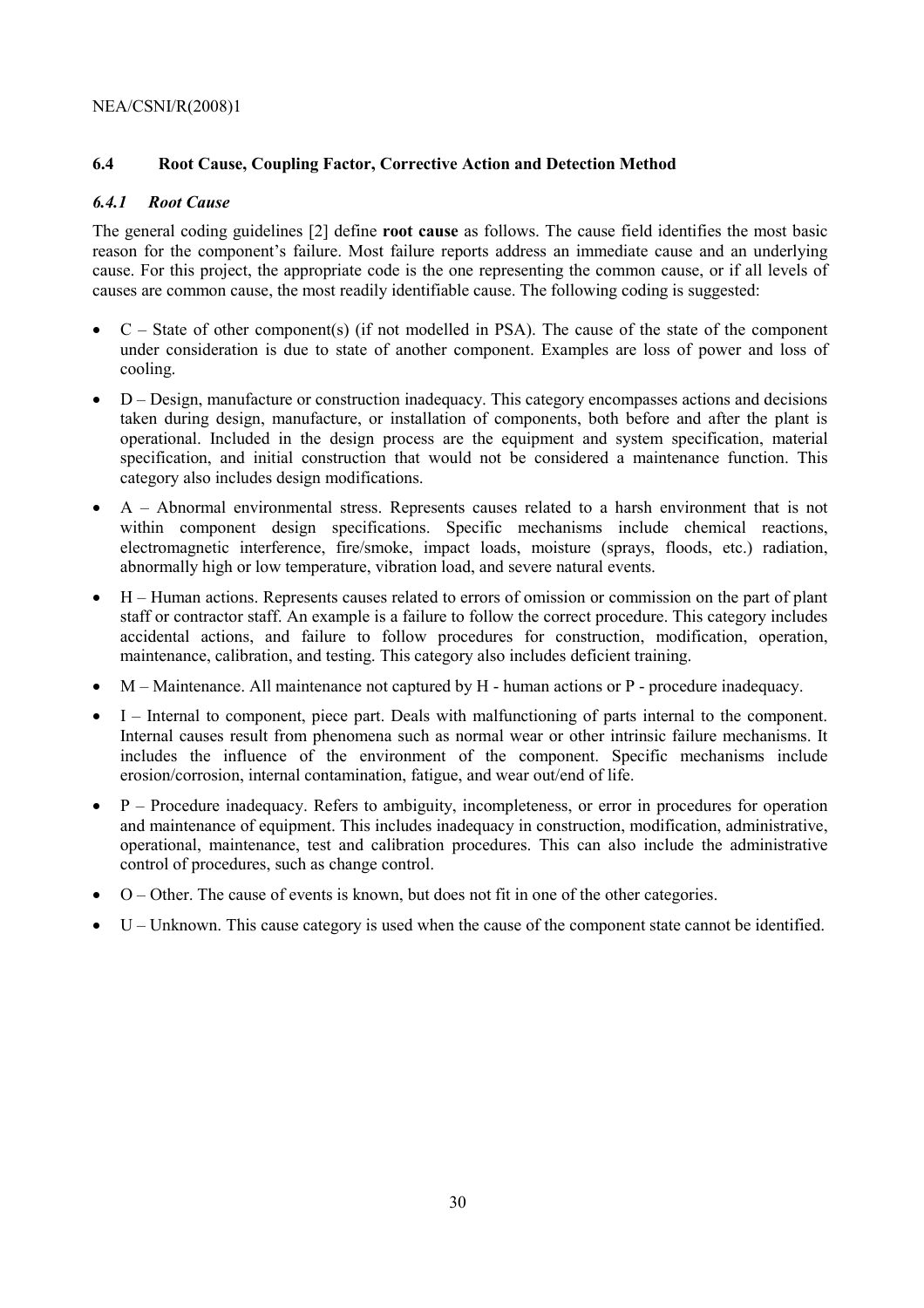### 6.4 Root Cause, Coupling Factor, Corrective Action and Detection Method

#### *6.4.1 Root Cause*

The general coding guidelines [2] define **root cause** as follows. The cause field identifies the most basic reason for the component's failure. Most failure reports address an immediate cause and an underlying cause. For this project, the appropriate code is the one representing the common cause, or if all levels of causes are common cause, the most readily identifiable cause. The following coding is suggested:

- C – State of other component(s) (if not modelled in PSA). The cause of the state of the component under consideration is due to state of another component. Examples are loss of power and loss of cooling.
- D – Design, manufacture or construction inadequacy. This category encompasses actions and decisions taken during design, manufacture, or installation of components, both before and after the plant is operational. Included in the design process are the equipment and system specification, material specification, and initial construction that would not be considered a maintenance function. This category also includes design modifications.
- A – Abnormal environmental stress. Represents causes related to a harsh environment that is not within component design specifications. Specific mechanisms include chemical reactions, electromagnetic interference, fire/smoke, impact loads, moisture (sprays, floods, etc.) radiation, abnormally high or low temperature, vibration load, and severe natural events.
- H – Human actions. Represents causes related to errors of omission or commission on the part of plant staff or contractor staff. An example is a failure to follow the correct procedure. This category includes accidental actions, and failure to follow procedures for construction, modification, operation, maintenance, calibration, and testing. This category also includes deficient training.
- M – Maintenance. All maintenance not captured by H - human actions or P - procedure inadequacy.
- I – Internal to component, piece part. Deals with malfunctioning of parts internal to the component. Internal causes result from phenomena such as normal wear or other intrinsic failure mechanisms. It includes the influence of the environment of the component. Specific mechanisms include erosion/corrosion, internal contamination, fatigue, and wear out/end of life.
- P – Procedure inadequacy. Refers to ambiguity, incompleteness, or error in procedures for operation and maintenance of equipment. This includes inadequacy in construction, modification, administrative, operational, maintenance, test and calibration procedures. This can also include the administrative control of procedures, such as change control.
- O – Other. The cause of events is known, but does not fit in one of the other categories.
- U – Unknown. This cause category is used when the cause of the component state cannot be identified.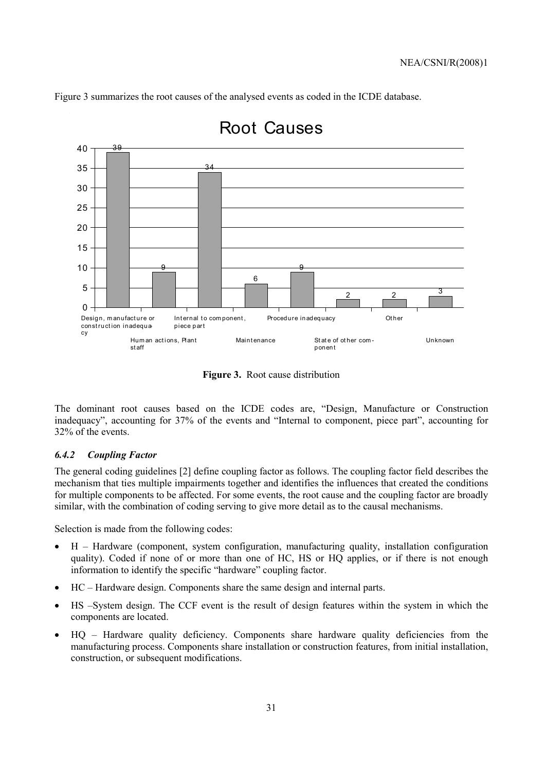Figure 3 summarizes the root causes of the analysed events as coded in the ICDE database.

**Figure 3.** Root cause distribution

The dominant root causes based on the ICDE codes are, “Design, Manufacture or Construction inadequacy”, accounting for 37% of the events and “Internal to component, piece part”, accounting for 32% of the events.

### *6.4.2 Coupling Factor*

The general coding guidelines [2] define coupling factor as follows. The coupling factor field describes the mechanism that ties multiple impairments together and identifies the influences that created the conditions for multiple components to be affected. For some events, the root cause and the coupling factor are broadly similar, with the combination of coding serving to give more detail as to the causal mechanisms.

Selection is made from the following codes:

- H – Hardware (component, system configuration, manufacturing quality, installation configuration quality). Coded if none of or more than one of HC, HS or HQ applies, or if there is not enough information to identify the specific “hardware” coupling factor.
- HC – Hardware design. Components share the same design and internal parts.
- HS –System design. The CCF event is the result of design features within the system in which the components are located.
- HQ – Hardware quality deficiency. Components share hardware quality deficiencies from the manufacturing process. Components share installation or construction features, from initial installation, construction, or subsequent modifications.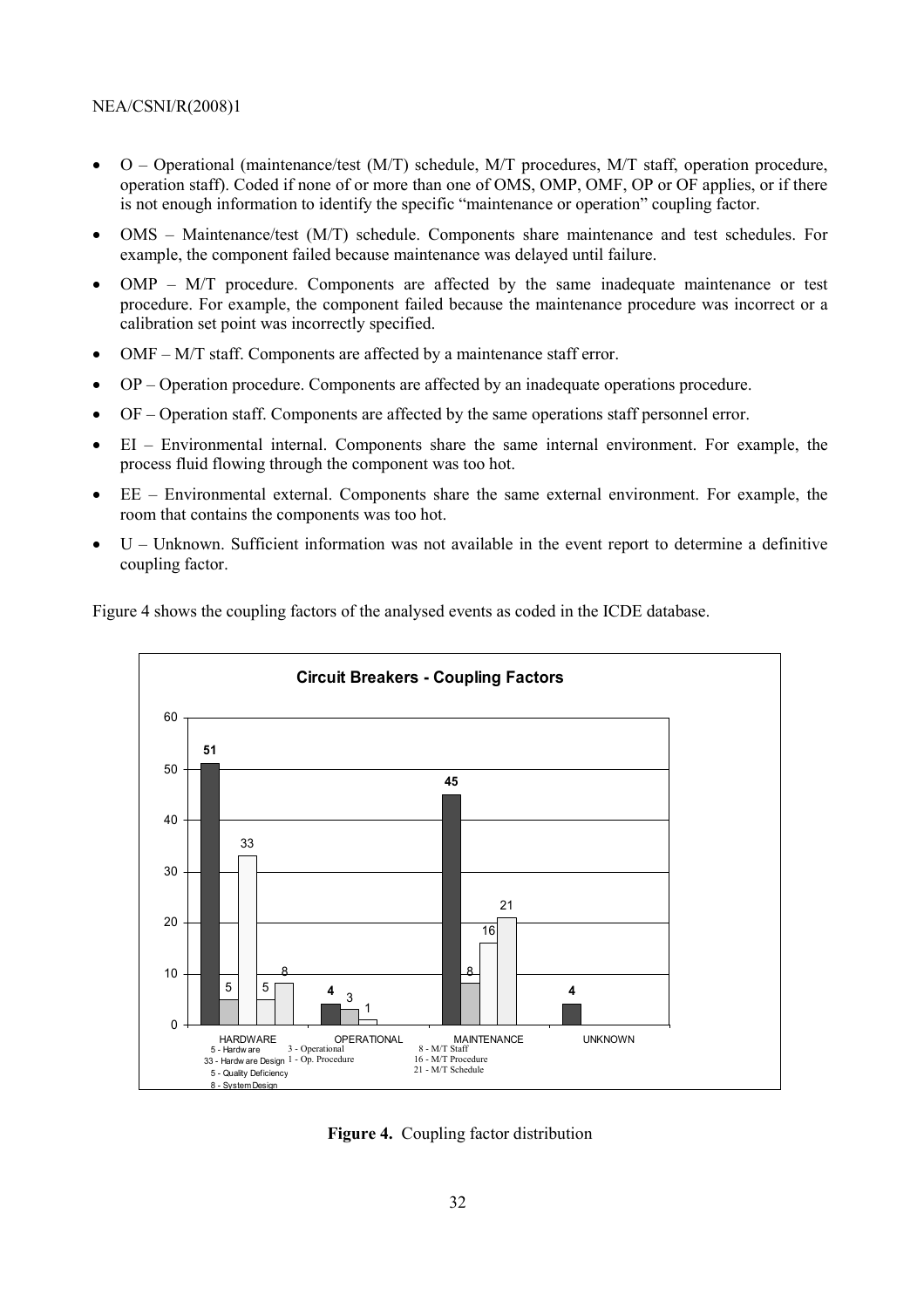- O – Operational (maintenance/test (M/T) schedule, M/T procedures, M/T staff, operation procedure, operation staff). Coded if none of or more than one of OMS, OMP, OMF, OP or OF applies, or if there is not enough information to identify the specific "maintenance or operation" coupling factor.
- OMS – Maintenance/test (M/T) schedule. Components share maintenance and test schedules. For example, the component failed because maintenance was delayed until failure.
- OMP – M/T procedure. Components are affected by the same inadequate maintenance or test procedure. For example, the component failed because the maintenance procedure was incorrect or a calibration set point was incorrectly specified.
- OMF – M/T staff. Components are affected by a maintenance staff error.
- OP – Operation procedure. Components are affected by an inadequate operations procedure.
- OF – Operation staff. Components are affected by the same operations staff personnel error.
- EI – Environmental internal. Components share the same internal environment. For example, the process fluid flowing through the component was too hot.
- EE – Environmental external. Components share the same external environment. For example, the room that contains the components was too hot.
- U – Unknown. Sufficient information was not available in the event report to determine a definitive coupling factor.

Figure 4 shows the coupling factors of the analysed events as coded in the ICDE database.

**Circuit Breakers - Coupling Factors**

| Category | Total | Sub-factors |
|---|---|---|
| HARDWARE | 51 | 5 - Hardware; 33 - Hardware Design; 5 - Quality Deficiency; 8 - System Design |
| OPERATIONAL | 4 | 3 - Operational; 1 - Op. Procedure |
| MAINTENANCE | 45 | 8 - M/T Staff; 16 - M/T Procedure; 21 - M/T Schedule |
| UNKNOWN | 4 | |

**Figure 4.** Coupling factor distribution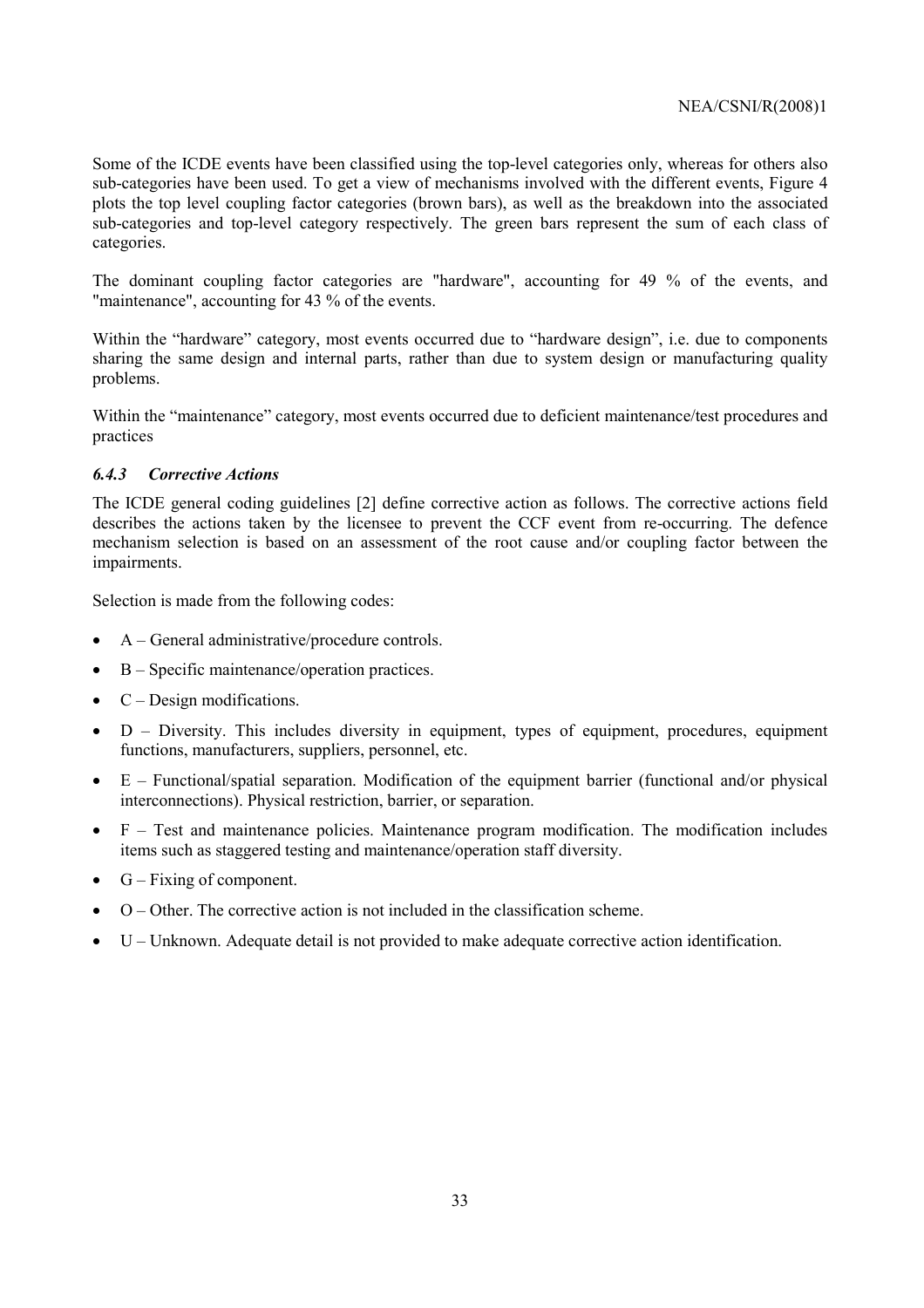Some of the ICDE events have been classified using the top-level categories only, whereas for others also sub-categories have been used. To get a view of mechanisms involved with the different events, Figure 4 plots the top level coupling factor categories (brown bars), as well as the breakdown into the associated sub-categories and top-level category respectively. The green bars represent the sum of each class of categories.

The dominant coupling factor categories are "hardware", accounting for 49 % of the events, and "maintenance", accounting for 43 % of the events.

Within the "hardware" category, most events occurred due to "hardware design", i.e. due to components sharing the same design and internal parts, rather than due to system design or manufacturing quality problems.

Within the "maintenance" category, most events occurred due to deficient maintenance/test procedures and practices

### *6.4.3 Corrective Actions*

The ICDE general coding guidelines [2] define corrective action as follows. The corrective actions field describes the actions taken by the licensee to prevent the CCF event from re-occurring. The defence mechanism selection is based on an assessment of the root cause and/or coupling factor between the impairments.

Selection is made from the following codes:

- A – General administrative/procedure controls.
- B – Specific maintenance/operation practices.
- C – Design modifications.
- D – Diversity. This includes diversity in equipment, types of equipment, procedures, equipment functions, manufacturers, suppliers, personnel, etc.
- E – Functional/spatial separation. Modification of the equipment barrier (functional and/or physical interconnections). Physical restriction, barrier, or separation.
- F – Test and maintenance policies. Maintenance program modification. The modification includes items such as staggered testing and maintenance/operation staff diversity.
- G – Fixing of component.
- O – Other. The corrective action is not included in the classification scheme.
- U – Unknown. Adequate detail is not provided to make adequate corrective action identification.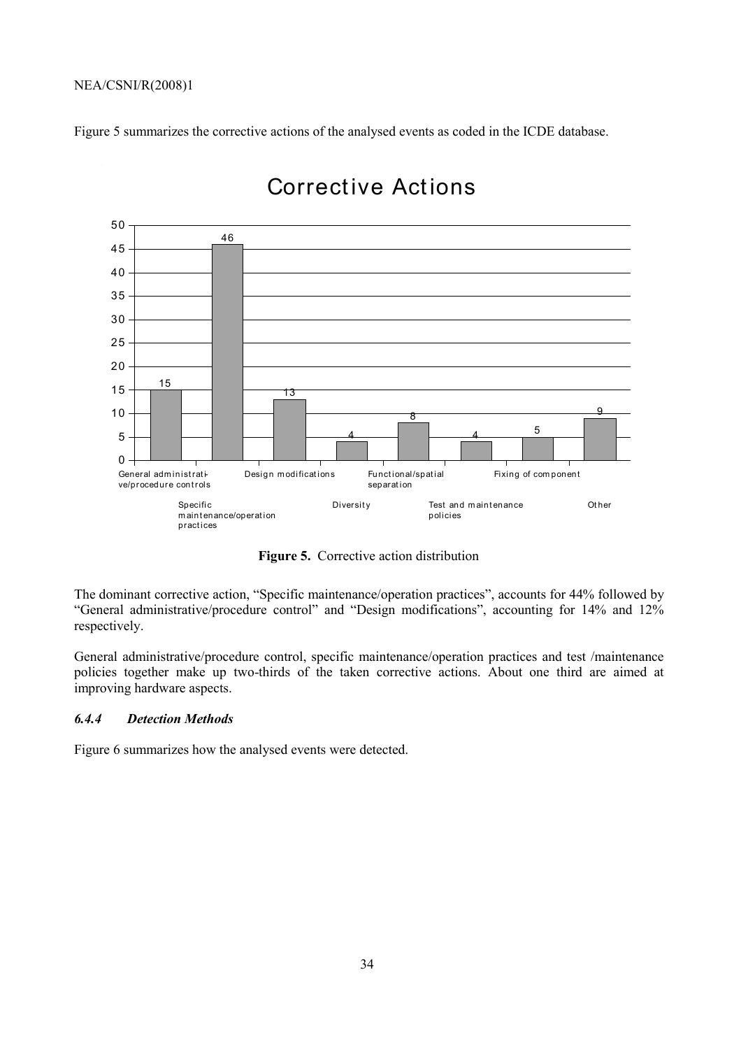Figure 5 summarizes the corrective actions of the analysed events as coded in the ICDE database.

**Figure 5.** Corrective action distribution

The dominant corrective action, "Specific maintenance/operation practices", accounts for 44% followed by "General administrative/procedure control" and "Design modifications", accounting for 14% and 12% respectively.

General administrative/procedure control, specific maintenance/operation practices and test /maintenance policies together make up two-thirds of the taken corrective actions. About one third are aimed at improving hardware aspects.

### *6.4.4 Detection Methods*

Figure 6 summarizes how the analysed events were detected.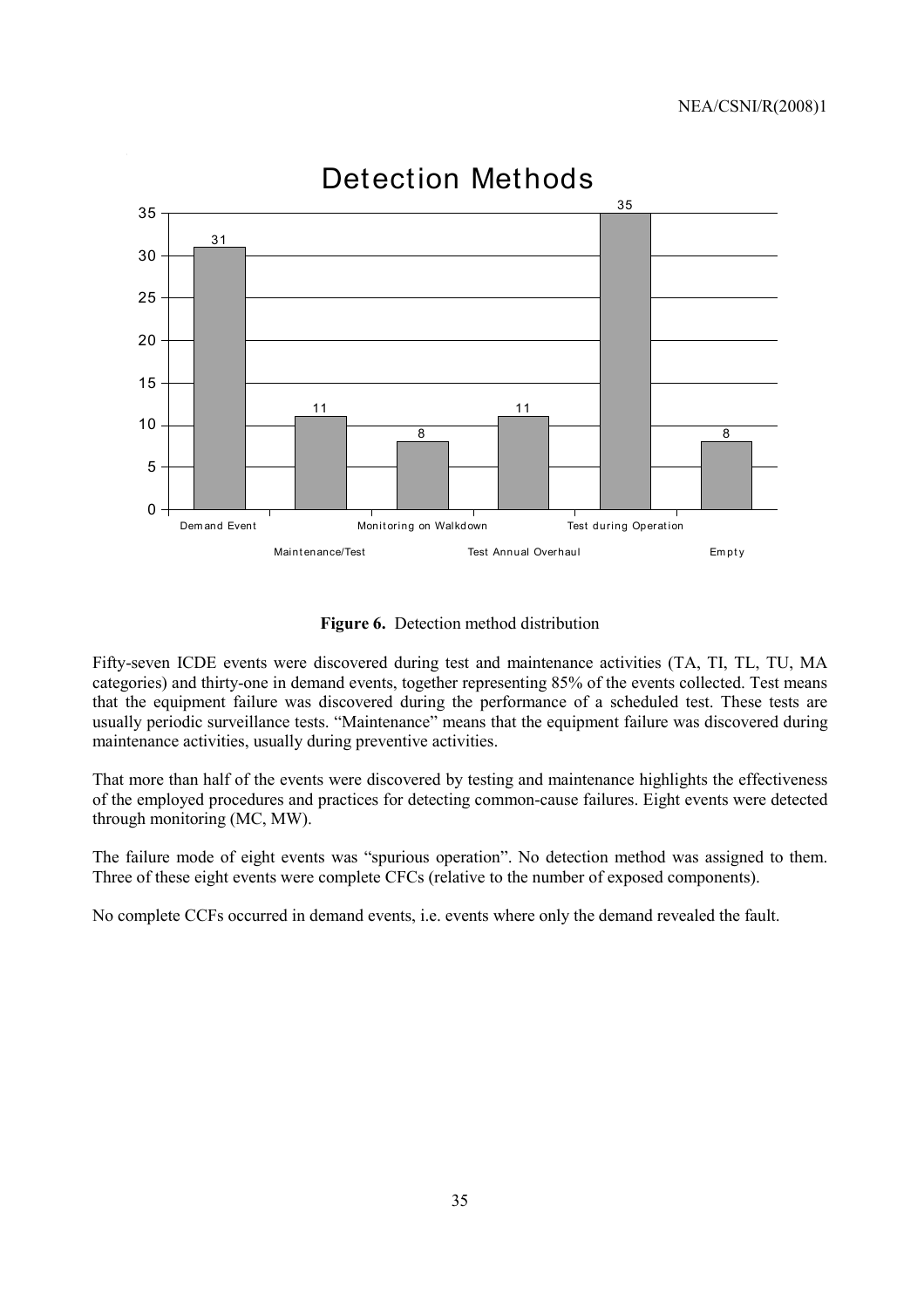**Detection Methods**

| Detection Method | Number of Events |
|---|---|
| Demand Event | 31 |
| Maintenance/Test | 11 |
| Monitoring on Walkdown | 8 |
| Test Annual Overhaul | 11 |
| Test during Operation | 35 |
| Empty | 8 |

**Figure 6.** Detection method distribution

Fifty-seven ICDE events were discovered during test and maintenance activities (TA, TI, TL, TU, MA categories) and thirty-one in demand events, together representing 85% of the events collected. Test means that the equipment failure was discovered during the performance of a scheduled test. These tests are usually periodic surveillance tests. "Maintenance" means that the equipment failure was discovered during maintenance activities, usually during preventive activities.

That more than half of the events were discovered by testing and maintenance highlights the effectiveness of the employed procedures and practices for detecting common-cause failures. Eight events were detected through monitoring (MC, MW).

The failure mode of eight events was "spurious operation". No detection method was assigned to them. Three of these eight events were complete CFCs (relative to the number of exposed components).

No complete CCFs occurred in demand events, i.e. events where only the demand revealed the fault.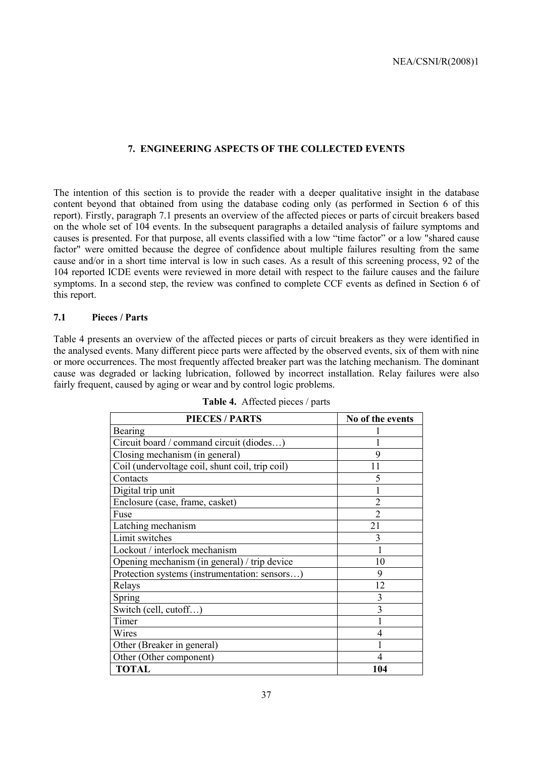# 7. ENGINEERING ASPECTS OF THE COLLECTED EVENTS

The intention of this section is to provide the reader with a deeper qualitative insight in the database content beyond that obtained from using the database coding only (as performed in Section 6 of this report). Firstly, paragraph 7.1 presents an overview of the affected pieces or parts of circuit breakers based on the whole set of 104 events. In the subsequent paragraphs a detailed analysis of failure symptoms and causes is presented. For that purpose, all events classified with a low "time factor" or a low "shared cause factor" were omitted because the degree of confidence about multiple failures resulting from the same cause and/or in a short time interval is low in such cases. As a result of this screening process, 92 of the 104 reported ICDE events were reviewed in more detail with respect to the failure causes and the failure symptoms. In a second step, the review was confined to complete CCF events as defined in Section 6 of this report.

## 7.1 Pieces / Parts

Table 4 presents an overview of the affected pieces or parts of circuit breakers as they were identified in the analysed events. Many different piece parts were affected by the observed events, six of them with nine or more occurrences. The most frequently affected breaker part was the latching mechanism. The dominant cause was degraded or lacking lubrication, followed by incorrect installation. Relay failures were also fairly frequent, caused by aging or wear and by control logic problems.

**Table 4.** Affected pieces / parts

| PIECES / PARTS | No of the events |
|---|---|
| Bearing | 1 |
| Circuit board / command circuit (diodes…) | 1 |
| Closing mechanism (in general) | 9 |
| Coil (undervoltage coil, shunt coil, trip coil) | 11 |
| Contacts | 5 |
| Digital trip unit | 1 |
| Enclosure (case, frame, casket) | 2 |
| Fuse | 2 |
| Latching mechanism | 21 |
| Limit switches | 3 |
| Lockout / interlock mechanism | 1 |
| Opening mechanism (in general) / trip device | 10 |
| Protection systems (instrumentation: sensors…) | 9 |
| Relays | 12 |
| Spring | 3 |
| Switch (cell, cutoff…) | 3 |
| Timer | 1 |
| Wires | 4 |
| Other (Breaker in general) | 1 |
| Other (Other component) | 4 |
| **TOTAL** | **104** |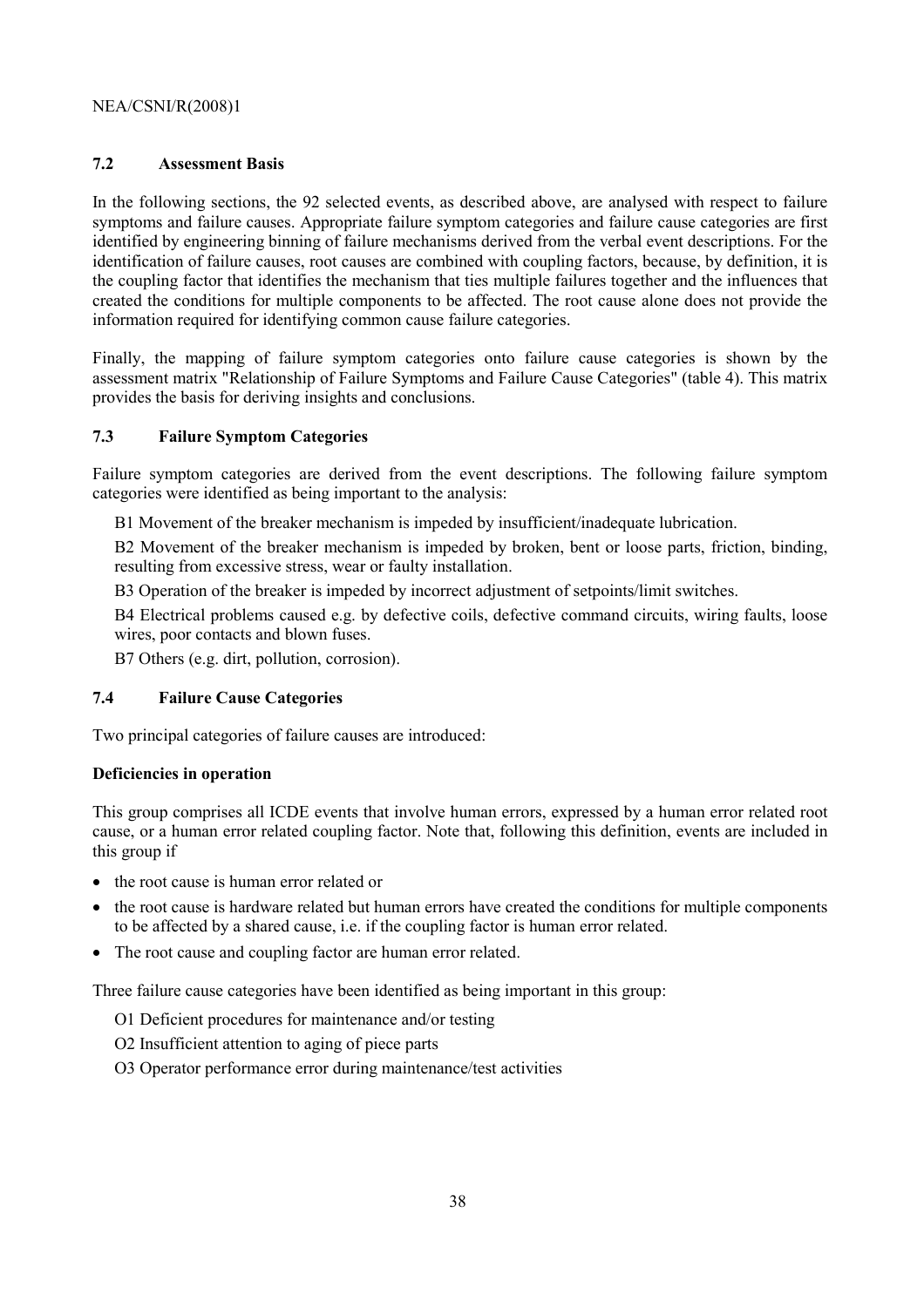### 7.2 Assessment Basis

In the following sections, the 92 selected events, as described above, are analysed with respect to failure symptoms and failure causes. Appropriate failure symptom categories and failure cause categories are first identified by engineering binning of failure mechanisms derived from the verbal event descriptions. For the identification of failure causes, root causes are combined with coupling factors, because, by definition, it is the coupling factor that identifies the mechanism that ties multiple failures together and the influences that created the conditions for multiple components to be affected. The root cause alone does not provide the information required for identifying common cause failure categories.

Finally, the mapping of failure symptom categories onto failure cause categories is shown by the assessment matrix "Relationship of Failure Symptoms and Failure Cause Categories" (table 4). This matrix provides the basis for deriving insights and conclusions.

### 7.3 Failure Symptom Categories

Failure symptom categories are derived from the event descriptions. The following failure symptom categories were identified as being important to the analysis:

B1 Movement of the breaker mechanism is impeded by insufficient/inadequate lubrication.

B2 Movement of the breaker mechanism is impeded by broken, bent or loose parts, friction, binding, resulting from excessive stress, wear or faulty installation.

B3 Operation of the breaker is impeded by incorrect adjustment of setpoints/limit switches.

B4 Electrical problems caused e.g. by defective coils, defective command circuits, wiring faults, loose wires, poor contacts and blown fuses.

B7 Others (e.g. dirt, pollution, corrosion).

### 7.4 Failure Cause Categories

Two principal categories of failure causes are introduced:

**Deficiencies in operation**

This group comprises all ICDE events that involve human errors, expressed by a human error related root cause, or a human error related coupling factor. Note that, following this definition, events are included in this group if

- the root cause is human error related or
- the root cause is hardware related but human errors have created the conditions for multiple components to be affected by a shared cause, i.e. if the coupling factor is human error related.
- The root cause and coupling factor are human error related.

Three failure cause categories have been identified as being important in this group:

O1 Deficient procedures for maintenance and/or testing

O2 Insufficient attention to aging of piece parts

O3 Operator performance error during maintenance/test activities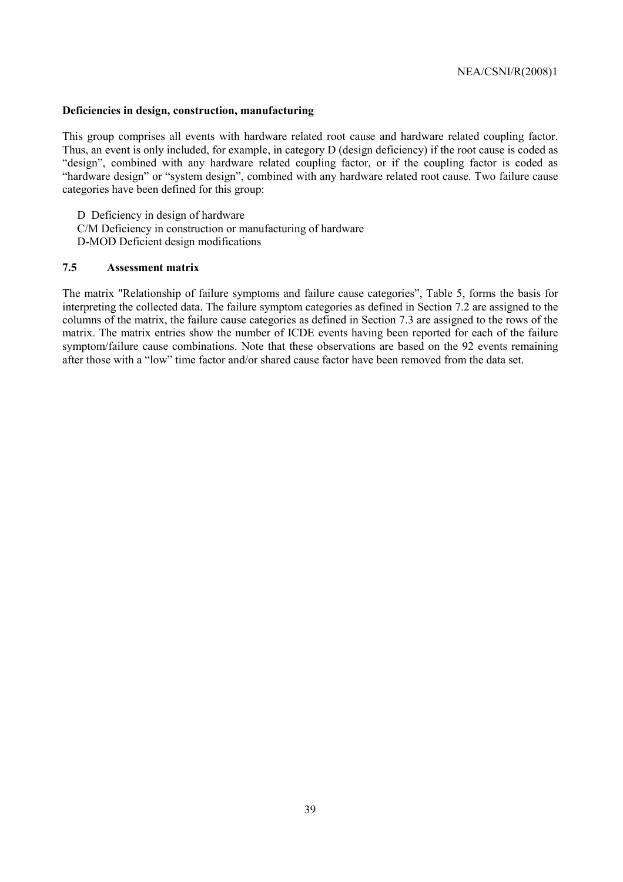**Deficiencies in design, construction, manufacturing**

This group comprises all events with hardware related root cause and hardware related coupling factor. Thus, an event is only included, for example, in category D (design deficiency) if the root cause is coded as "design", combined with any hardware related coupling factor, or if the coupling factor is coded as "hardware design" or "system design", combined with any hardware related root cause. Two failure cause categories have been defined for this group:

D Deficiency in design of hardware
C/M Deficiency in construction or manufacturing of hardware
D-MOD Deficient design modifications

### 7.5 Assessment matrix

The matrix "Relationship of failure symptoms and failure cause categories", Table 5, forms the basis for interpreting the collected data. The failure symptom categories as defined in Section 7.2 are assigned to the columns of the matrix, the failure cause categories as defined in Section 7.3 are assigned to the rows of the matrix. The matrix entries show the number of ICDE events having been reported for each of the failure symptom/failure cause combinations. Note that these observations are based on the 92 events remaining after those with a "low" time factor and/or shared cause factor have been removed from the data set.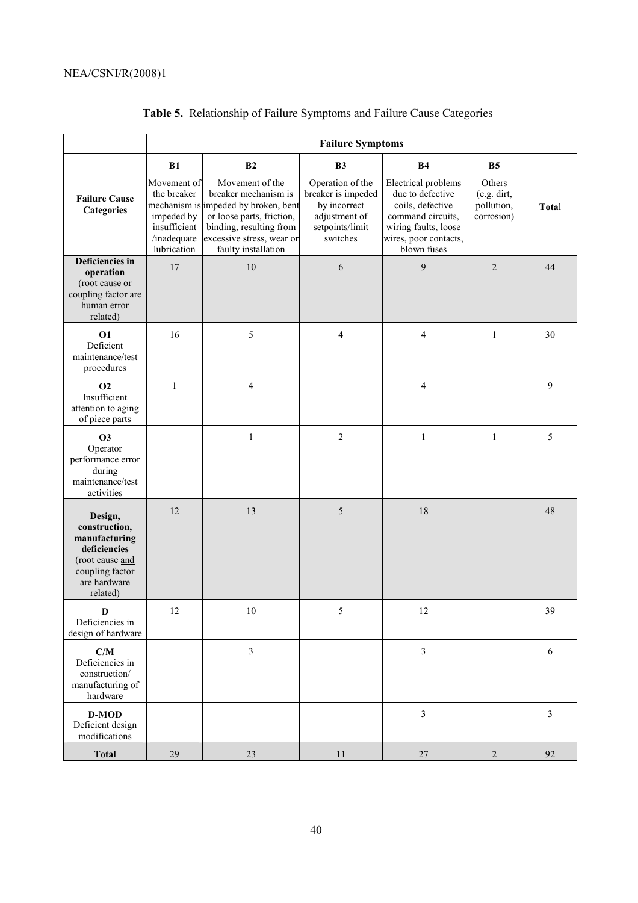**Table 5.** Relationship of Failure Symptoms and Failure Cause Categories

| | **Failure Symptoms** | | | | | |
|---|---|---|---|---|---|---|
| **Failure Cause Categories** | **B1** Movement of the breaker mechanism is impeded by insufficient /inadequate lubrication | **B2** Movement of the breaker mechanism is impeded by broken, bent or loose parts, friction, binding, resulting from excessive stress, wear or faulty installation | **B3** Operation of the breaker is impeded by incorrect adjustment of setpoints/limit switches | **B4** Electrical problems due to defective coils, defective command circuits, wiring faults, loose wires, poor contacts, blown fuses | **B5** Others (e.g. dirt, pollution, corrosion) | **Total** |
| **Deficiencies in operation** (root cause or coupling factor are human error related) | 17 | 10 | 6 | 9 | 2 | 44 |
| **O1** Deficient maintenance/test procedures | 16 | 5 | 4 | 4 | 1 | 30 |
| **O2** Insufficient attention to aging of piece parts | 1 | 4 | | 4 | | 9 |
| **O3** Operator performance error during maintenance/test activities | | 1 | 2 | 1 | 1 | 5 |
| **Design, construction, manufacturing deficiencies** (root cause and coupling factor are hardware related) | 12 | 13 | 5 | 18 | | 48 |
| **D** Deficiencies in design of hardware | 12 | 10 | 5 | 12 | | 39 |
| **C/M** Deficiencies in construction/ manufacturing of hardware | | 3 | | 3 | | 6 |
| **D-MOD** Deficient design modifications | | | | 3 | | 3 |
| **Total** | 29 | 23 | 11 | 27 | 2 | 92 |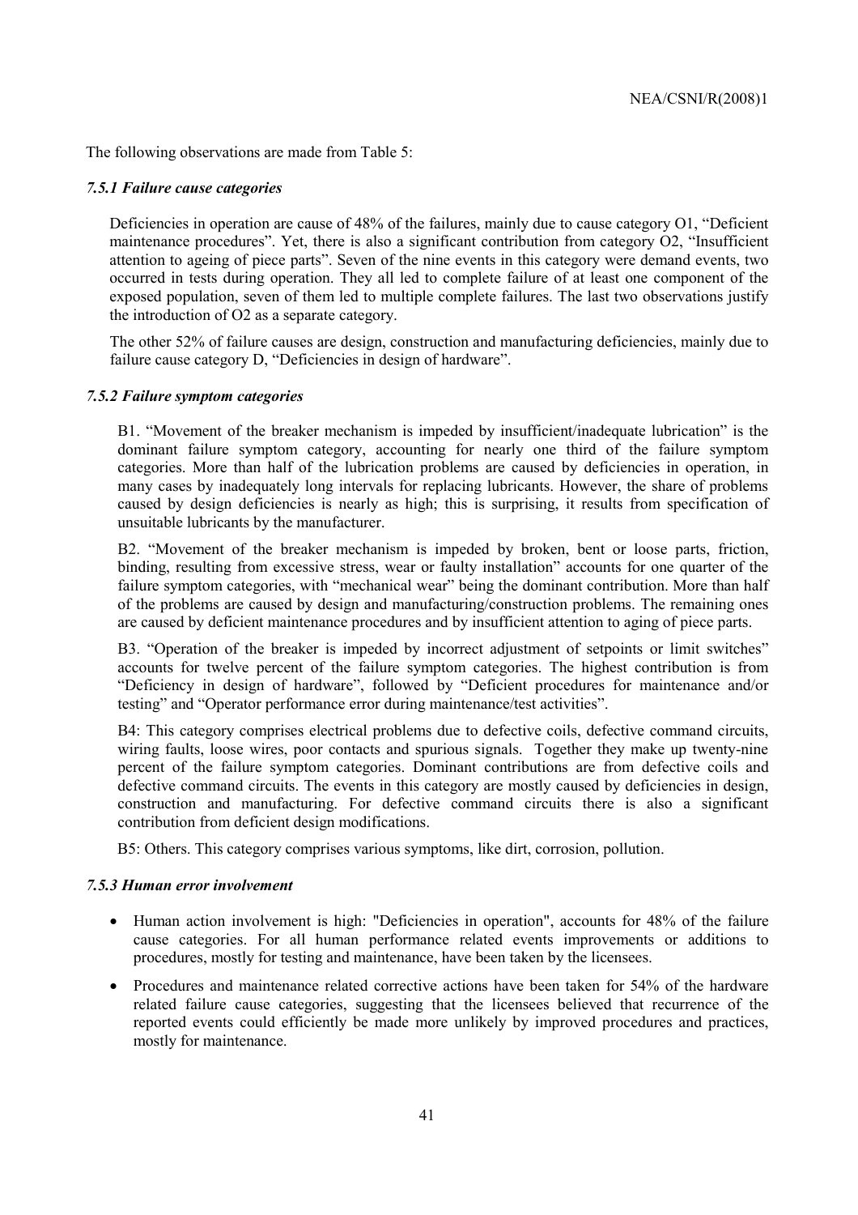The following observations are made from Table 5:

### *7.5.1 Failure cause categories*

Deficiencies in operation are cause of 48% of the failures, mainly due to cause category O1, "Deficient maintenance procedures". Yet, there is also a significant contribution from category O2, "Insufficient attention to ageing of piece parts". Seven of the nine events in this category were demand events, two occurred in tests during operation. They all led to complete failure of at least one component of the exposed population, seven of them led to multiple complete failures. The last two observations justify the introduction of O2 as a separate category.

The other 52% of failure causes are design, construction and manufacturing deficiencies, mainly due to failure cause category D, "Deficiencies in design of hardware".

### *7.5.2 Failure symptom categories*

B1. "Movement of the breaker mechanism is impeded by insufficient/inadequate lubrication" is the dominant failure symptom category, accounting for nearly one third of the failure symptom categories. More than half of the lubrication problems are caused by deficiencies in operation, in many cases by inadequately long intervals for replacing lubricants. However, the share of problems caused by design deficiencies is nearly as high; this is surprising, it results from specification of unsuitable lubricants by the manufacturer.

B2. "Movement of the breaker mechanism is impeded by broken, bent or loose parts, friction, binding, resulting from excessive stress, wear or faulty installation" accounts for one quarter of the failure symptom categories, with "mechanical wear" being the dominant contribution. More than half of the problems are caused by design and manufacturing/construction problems. The remaining ones are caused by deficient maintenance procedures and by insufficient attention to aging of piece parts.

B3. "Operation of the breaker is impeded by incorrect adjustment of setpoints or limit switches" accounts for twelve percent of the failure symptom categories. The highest contribution is from "Deficiency in design of hardware", followed by "Deficient procedures for maintenance and/or testing" and "Operator performance error during maintenance/test activities".

B4: This category comprises electrical problems due to defective coils, defective command circuits, wiring faults, loose wires, poor contacts and spurious signals. Together they make up twenty-nine percent of the failure symptom categories. Dominant contributions are from defective coils and defective command circuits. The events in this category are mostly caused by deficiencies in design, construction and manufacturing. For defective command circuits there is also a significant contribution from deficient design modifications.

B5: Others. This category comprises various symptoms, like dirt, corrosion, pollution.

### *7.5.3 Human error involvement*

- Human action involvement is high: "Deficiencies in operation", accounts for 48% of the failure cause categories. For all human performance related events improvements or additions to procedures, mostly for testing and maintenance, have been taken by the licensees.
- Procedures and maintenance related corrective actions have been taken for 54% of the hardware related failure cause categories, suggesting that the licensees believed that recurrence of the reported events could efficiently be made more unlikely by improved procedures and practices, mostly for maintenance.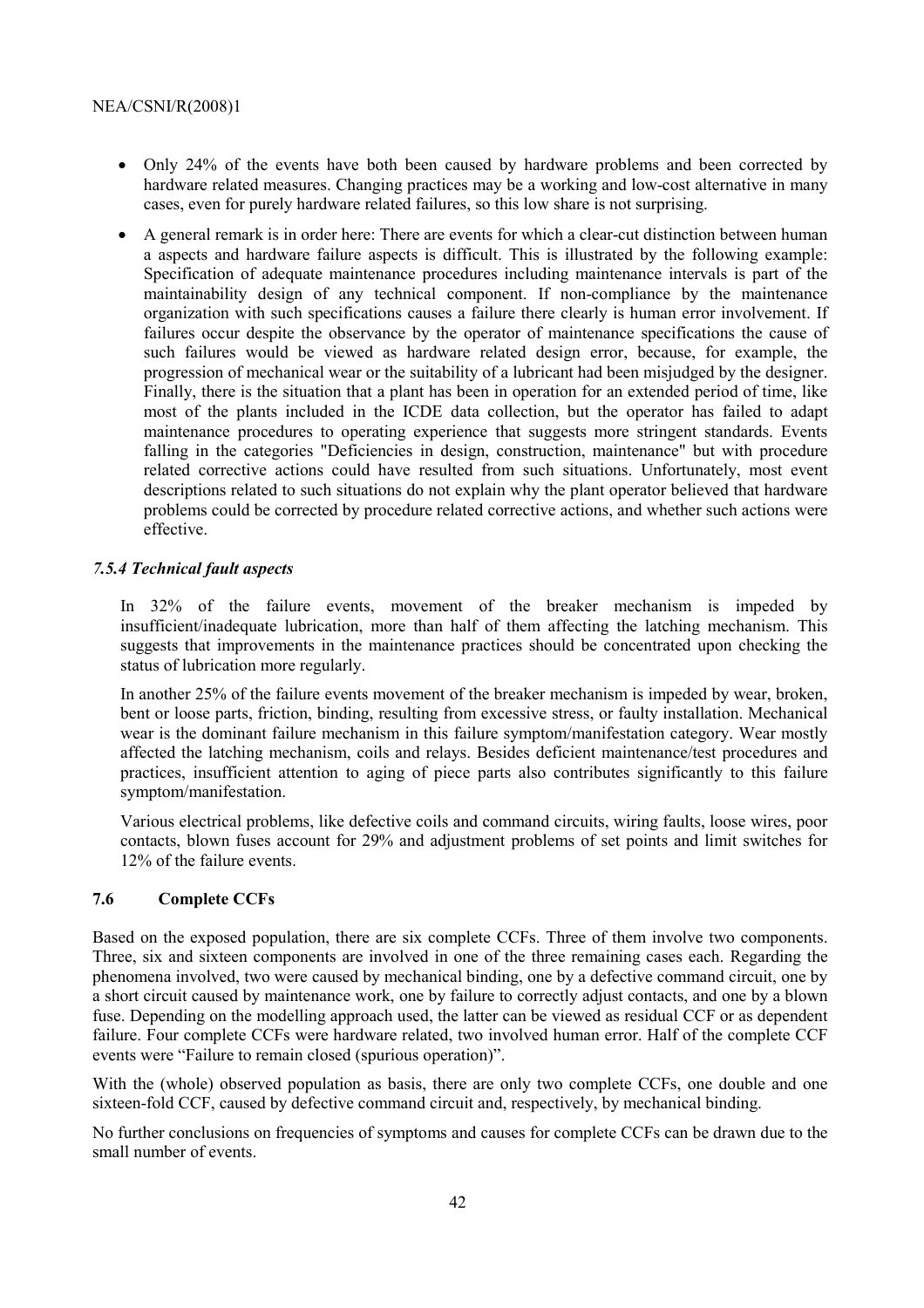- Only 24% of the events have both been caused by hardware problems and been corrected by hardware related measures. Changing practices may be a working and low-cost alternative in many cases, even for purely hardware related failures, so this low share is not surprising.
- A general remark is in order here: There are events for which a clear-cut distinction between human a aspects and hardware failure aspects is difficult. This is illustrated by the following example: Specification of adequate maintenance procedures including maintenance intervals is part of the maintainability design of any technical component. If non-compliance by the maintenance organization with such specifications causes a failure there clearly is human error involvement. If failures occur despite the observance by the operator of maintenance specifications the cause of such failures would be viewed as hardware related design error, because, for example, the progression of mechanical wear or the suitability of a lubricant had been misjudged by the designer. Finally, there is the situation that a plant has been in operation for an extended period of time, like most of the plants included in the ICDE data collection, but the operator has failed to adapt maintenance procedures to operating experience that suggests more stringent standards. Events falling in the categories "Deficiencies in design, construction, maintenance" but with procedure related corrective actions could have resulted from such situations. Unfortunately, most event descriptions related to such situations do not explain why the plant operator believed that hardware problems could be corrected by procedure related corrective actions, and whether such actions were effective.

### *7.5.4 Technical fault aspects*

In 32% of the failure events, movement of the breaker mechanism is impeded by insufficient/inadequate lubrication, more than half of them affecting the latching mechanism. This suggests that improvements in the maintenance practices should be concentrated upon checking the status of lubrication more regularly.

In another 25% of the failure events movement of the breaker mechanism is impeded by wear, broken, bent or loose parts, friction, binding, resulting from excessive stress, or faulty installation. Mechanical wear is the dominant failure mechanism in this failure symptom/manifestation category. Wear mostly affected the latching mechanism, coils and relays. Besides deficient maintenance/test procedures and practices, insufficient attention to aging of piece parts also contributes significantly to this failure symptom/manifestation.

Various electrical problems, like defective coils and command circuits, wiring faults, loose wires, poor contacts, blown fuses account for 29% and adjustment problems of set points and limit switches for 12% of the failure events.

## 7.6 Complete CCFs

Based on the exposed population, there are six complete CCFs. Three of them involve two components. Three, six and sixteen components are involved in one of the three remaining cases each. Regarding the phenomena involved, two were caused by mechanical binding, one by a defective command circuit, one by a short circuit caused by maintenance work, one by failure to correctly adjust contacts, and one by a blown fuse. Depending on the modelling approach used, the latter can be viewed as residual CCF or as dependent failure. Four complete CCFs were hardware related, two involved human error. Half of the complete CCF events were "Failure to remain closed (spurious operation)".

With the (whole) observed population as basis, there are only two complete CCFs, one double and one sixteen-fold CCF, caused by defective command circuit and, respectively, by mechanical binding.

No further conclusions on frequencies of symptoms and causes for complete CCFs can be drawn due to the small number of events.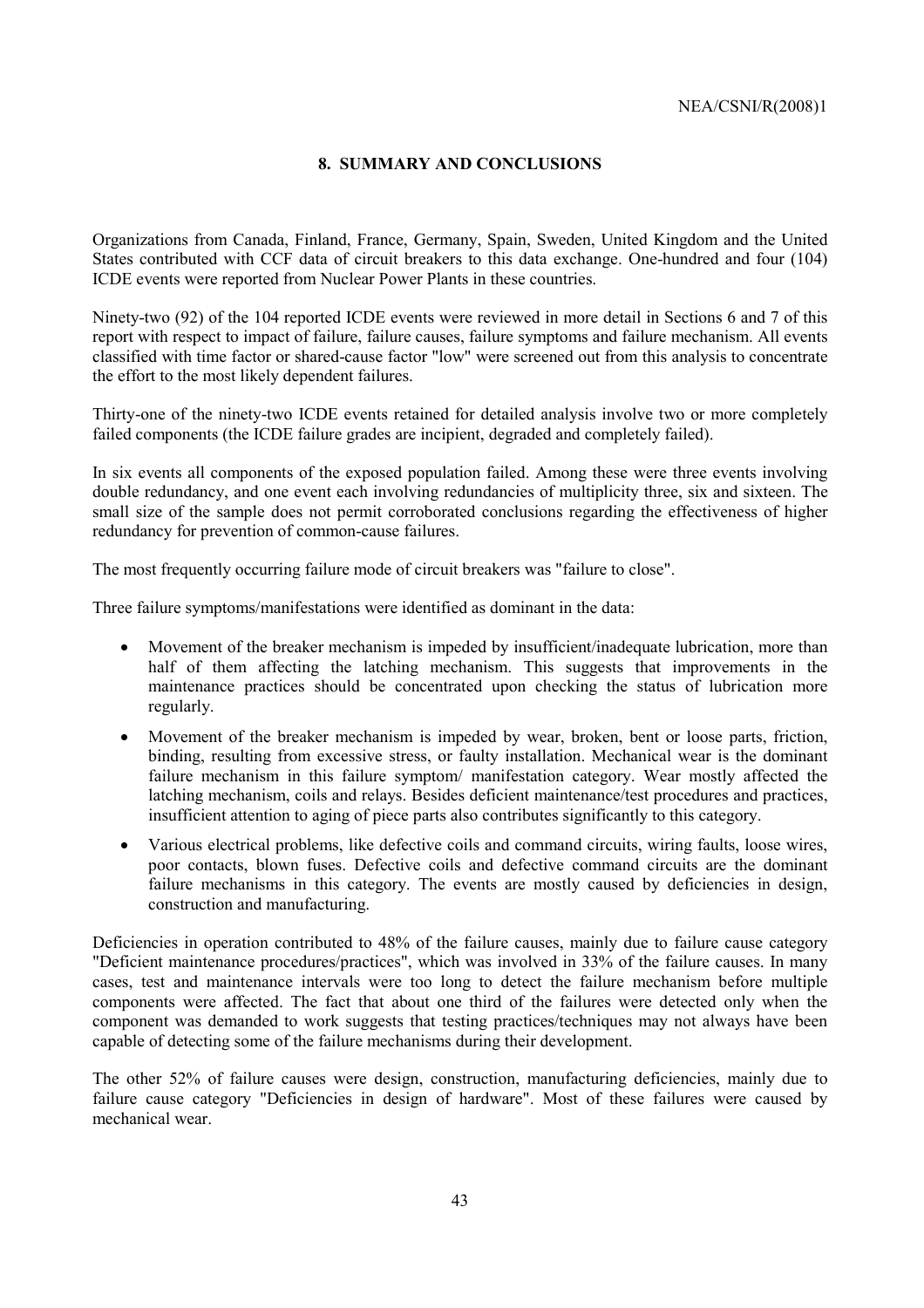## 8. SUMMARY AND CONCLUSIONS

Organizations from Canada, Finland, France, Germany, Spain, Sweden, United Kingdom and the United States contributed with CCF data of circuit breakers to this data exchange. One-hundred and four (104) ICDE events were reported from Nuclear Power Plants in these countries.

Ninety-two (92) of the 104 reported ICDE events were reviewed in more detail in Sections 6 and 7 of this report with respect to impact of failure, failure causes, failure symptoms and failure mechanism. All events classified with time factor or shared-cause factor "low" were screened out from this analysis to concentrate the effort to the most likely dependent failures.

Thirty-one of the ninety-two ICDE events retained for detailed analysis involve two or more completely failed components (the ICDE failure grades are incipient, degraded and completely failed).

In six events all components of the exposed population failed. Among these were three events involving double redundancy, and one event each involving redundancies of multiplicity three, six and sixteen. The small size of the sample does not permit corroborated conclusions regarding the effectiveness of higher redundancy for prevention of common-cause failures.

The most frequently occurring failure mode of circuit breakers was "failure to close".

Three failure symptoms/manifestations were identified as dominant in the data:

- Movement of the breaker mechanism is impeded by insufficient/inadequate lubrication, more than half of them affecting the latching mechanism. This suggests that improvements in the maintenance practices should be concentrated upon checking the status of lubrication more regularly.
- Movement of the breaker mechanism is impeded by wear, broken, bent or loose parts, friction, binding, resulting from excessive stress, or faulty installation. Mechanical wear is the dominant failure mechanism in this failure symptom/ manifestation category. Wear mostly affected the latching mechanism, coils and relays. Besides deficient maintenance/test procedures and practices, insufficient attention to aging of piece parts also contributes significantly to this category.
- Various electrical problems, like defective coils and command circuits, wiring faults, loose wires, poor contacts, blown fuses. Defective coils and defective command circuits are the dominant failure mechanisms in this category. The events are mostly caused by deficiencies in design, construction and manufacturing.

Deficiencies in operation contributed to 48% of the failure causes, mainly due to failure cause category "Deficient maintenance procedures/practices", which was involved in 33% of the failure causes. In many cases, test and maintenance intervals were too long to detect the failure mechanism before multiple components were affected. The fact that about one third of the failures were detected only when the component was demanded to work suggests that testing practices/techniques may not always have been capable of detecting some of the failure mechanisms during their development.

The other 52% of failure causes were design, construction, manufacturing deficiencies, mainly due to failure cause category "Deficiencies in design of hardware". Most of these failures were caused by mechanical wear.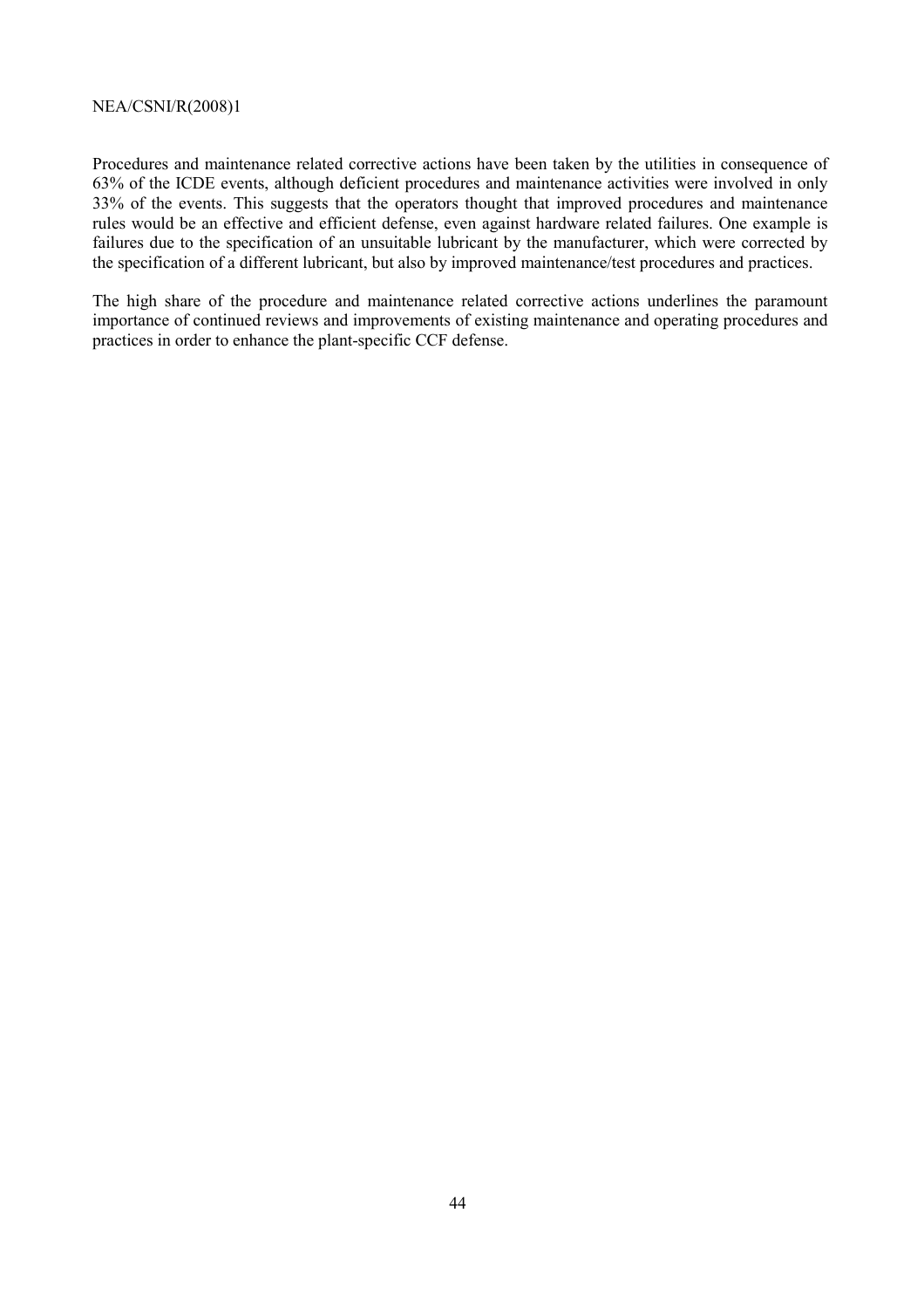Procedures and maintenance related corrective actions have been taken by the utilities in consequence of 63% of the ICDE events, although deficient procedures and maintenance activities were involved in only 33% of the events. This suggests that the operators thought that improved procedures and maintenance rules would be an effective and efficient defense, even against hardware related failures. One example is failures due to the specification of an unsuitable lubricant by the manufacturer, which were corrected by the specification of a different lubricant, but also by improved maintenance/test procedures and practices.

The high share of the procedure and maintenance related corrective actions underlines the paramount importance of continued reviews and improvements of existing maintenance and operating procedures and practices in order to enhance the plant-specific CCF defense.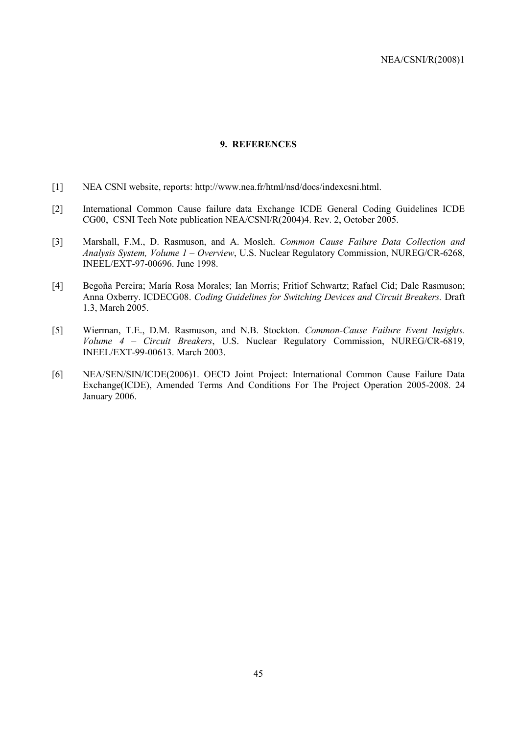## 9. REFERENCES

[1] NEA CSNI website, reports: http://www.nea.fr/html/nsd/docs/indexcsni.html.

[2] International Common Cause failure data Exchange ICDE General Coding Guidelines ICDE CG00, CSNI Tech Note publication NEA/CSNI/R(2004)4. Rev. 2, October 2005.

[3] Marshall, F.M., D. Rasmuson, and A. Mosleh. *Common Cause Failure Data Collection and Analysis System, Volume 1 – Overview*, U.S. Nuclear Regulatory Commission, NUREG/CR-6268, INEEL/EXT-97-00696. June 1998.

[4] Begoña Pereira; María Rosa Morales; Ian Morris; Fritiof Schwartz; Rafael Cid; Dale Rasmuson; Anna Oxberry. ICDECG08. *Coding Guidelines for Switching Devices and Circuit Breakers.* Draft 1.3, March 2005.

[5] Wierman, T.E., D.M. Rasmuson, and N.B. Stockton. *Common-Cause Failure Event Insights. Volume 4 – Circuit Breakers*, U.S. Nuclear Regulatory Commission, NUREG/CR-6819, INEEL/EXT-99-00613. March 2003.

[6] NEA/SEN/SIN/ICDE(2006)1. OECD Joint Project: International Common Cause Failure Data Exchange(ICDE), Amended Terms And Conditions For The Project Operation 2005-2008. 24 January 2006.